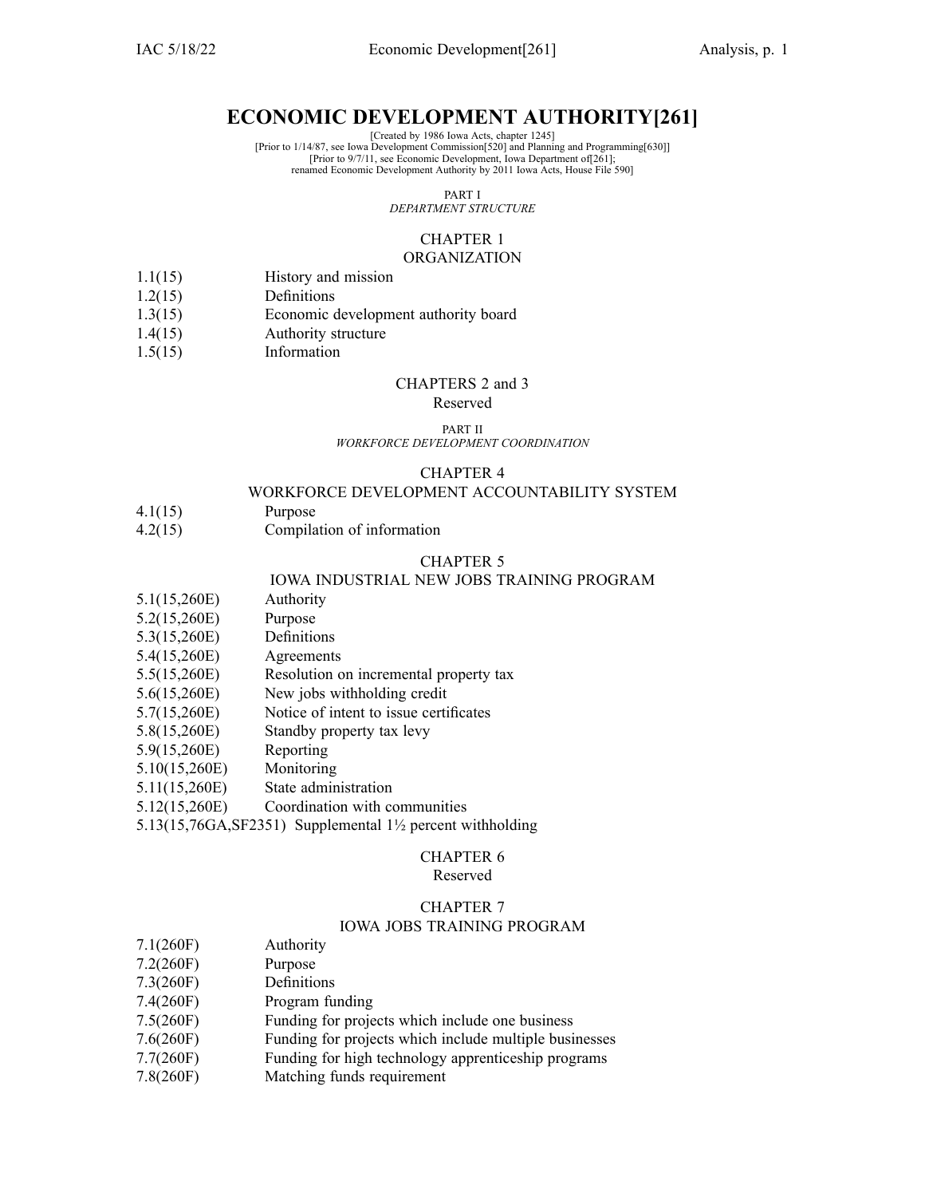# ECONOMIC DEVELOPMENT AUTHORITY[261]

[Created by 1986 Iowa Acts, chapter 1245]
[Prior to 1/14/87, see Iowa Development Commission[520] and Planning and Programming[630]]
[Prior to 9/7/11, see Economic Development, Iowa Department of[261];
renamed Economic Development Authority by 2011 Iowa Acts, House File 590]

PART I
*DEPARTMENT STRUCTURE*

## CHAPTER 1
## ORGANIZATION

1.1(15) History and mission
1.2(15) Definitions
1.3(15) Economic development authority board
1.4(15) Authority structure
1.5(15) Information

## CHAPTERS 2 and 3
Reserved

PART II
*WORKFORCE DEVELOPMENT COORDINATION*

## CHAPTER 4
## WORKFORCE DEVELOPMENT ACCOUNTABILITY SYSTEM

4.1(15) Purpose
4.2(15) Compilation of information

## CHAPTER 5
## IOWA INDUSTRIAL NEW JOBS TRAINING PROGRAM

5.1(15,260E) Authority
5.2(15,260E) Purpose
5.3(15,260E) Definitions
5.4(15,260E) Agreements
5.5(15,260E) Resolution on incremental property tax
5.6(15,260E) New jobs withholding credit
5.7(15,260E) Notice of intent to issue certificates
5.8(15,260E) Standby property tax levy
5.9(15,260E) Reporting
5.10(15,260E) Monitoring
5.11(15,260E) State administration
5.12(15,260E) Coordination with communities
5.13(15,76GA,SF2351) Supplemental 1½ percent withholding

## CHAPTER 6
Reserved

## CHAPTER 7
## IOWA JOBS TRAINING PROGRAM

7.1(260F) Authority
7.2(260F) Purpose
7.3(260F) Definitions
7.4(260F) Program funding
7.5(260F) Funding for projects which include one business
7.6(260F) Funding for projects which include multiple businesses
7.7(260F) Funding for high technology apprenticeship programs
7.8(260F) Matching funds requirement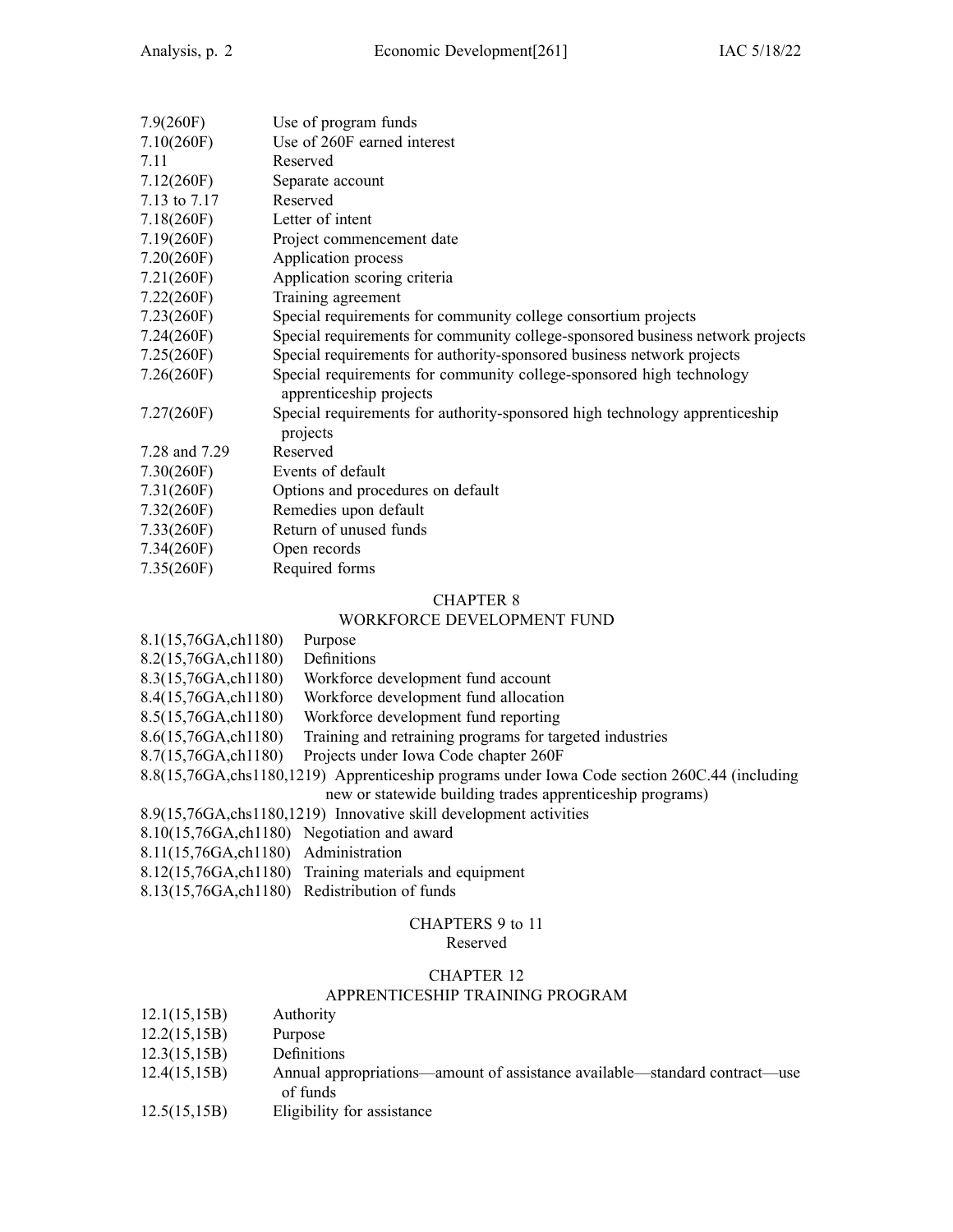7.9(260F) Use of program funds
7.10(260F) Use of 260F earned interest
7.11 Reserved
7.12(260F) Separate account
7.13 to 7.17 Reserved
7.18(260F) Letter of intent
7.19(260F) Project commencement date
7.20(260F) Application process
7.21(260F) Application scoring criteria
7.22(260F) Training agreement
7.23(260F) Special requirements for community college consortium projects
7.24(260F) Special requirements for community college-sponsored business network projects
7.25(260F) Special requirements for authority-sponsored business network projects
7.26(260F) Special requirements for community college-sponsored high technology apprenticeship projects
7.27(260F) Special requirements for authority-sponsored high technology apprenticeship projects
7.28 and 7.29 Reserved
7.30(260F) Events of default
7.31(260F) Options and procedures on default
7.32(260F) Remedies upon default
7.33(260F) Return of unused funds
7.34(260F) Open records
7.35(260F) Required forms

## CHAPTER 8
## WORKFORCE DEVELOPMENT FUND

8.1(15,76GA,ch1180) Purpose
8.2(15,76GA,ch1180) Definitions
8.3(15,76GA,ch1180) Workforce development fund account
8.4(15,76GA,ch1180) Workforce development fund allocation
8.5(15,76GA,ch1180) Workforce development fund reporting
8.6(15,76GA,ch1180) Training and retraining programs for targeted industries
8.7(15,76GA,ch1180) Projects under Iowa Code chapter 260F
8.8(15,76GA,chs1180,1219) Apprenticeship programs under Iowa Code section 260C.44 (including new or statewide building trades apprenticeship programs)
8.9(15,76GA,chs1180,1219) Innovative skill development activities
8.10(15,76GA,ch1180) Negotiation and award
8.11(15,76GA,ch1180) Administration
8.12(15,76GA,ch1180) Training materials and equipment
8.13(15,76GA,ch1180) Redistribution of funds

## CHAPTERS 9 to 11
Reserved

## CHAPTER 12
## APPRENTICESHIP TRAINING PROGRAM

12.1(15,15B) Authority
12.2(15,15B) Purpose
12.3(15,15B) Definitions
12.4(15,15B) Annual appropriations—amount of assistance available—standard contract—use of funds
12.5(15,15B) Eligibility for assistance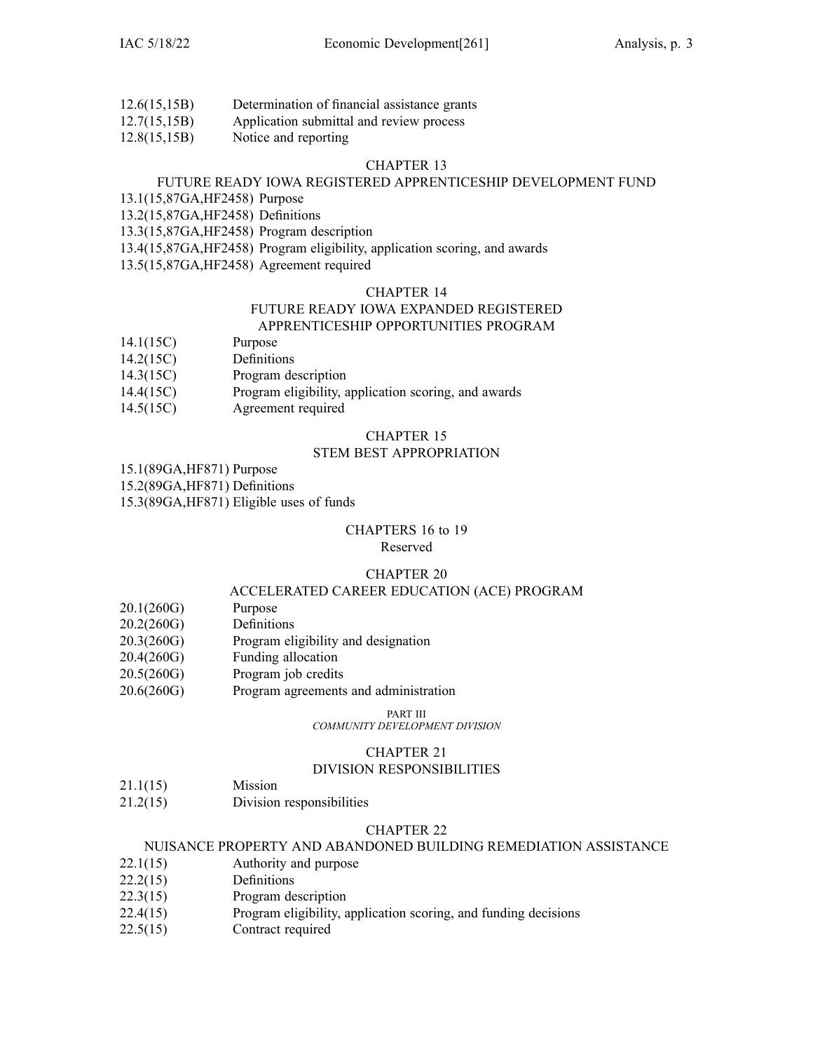12.6(15,15B) Determination of financial assistance grants
12.7(15,15B) Application submittal and review process
12.8(15,15B) Notice and reporting

## CHAPTER 13
## FUTURE READY IOWA REGISTERED APPRENTICESHIP DEVELOPMENT FUND

13.1(15,87GA,HF2458) Purpose
13.2(15,87GA,HF2458) Definitions
13.3(15,87GA,HF2458) Program description
13.4(15,87GA,HF2458) Program eligibility, application scoring, and awards
13.5(15,87GA,HF2458) Agreement required

## CHAPTER 14
## FUTURE READY IOWA EXPANDED REGISTERED APPRENTICESHIP OPPORTUNITIES PROGRAM

14.1(15C) Purpose
14.2(15C) Definitions
14.3(15C) Program description
14.4(15C) Program eligibility, application scoring, and awards
14.5(15C) Agreement required

## CHAPTER 15
## STEM BEST APPROPRIATION

15.1(89GA,HF871) Purpose
15.2(89GA,HF871) Definitions
15.3(89GA,HF871) Eligible uses of funds

## CHAPTERS 16 to 19
Reserved

## CHAPTER 20
## ACCELERATED CAREER EDUCATION (ACE) PROGRAM

20.1(260G) Purpose
20.2(260G) Definitions
20.3(260G) Program eligibility and designation
20.4(260G) Funding allocation
20.5(260G) Program job credits
20.6(260G) Program agreements and administration

# PART III
*COMMUNITY DEVELOPMENT DIVISION*

## CHAPTER 21
## DIVISION RESPONSIBILITIES

21.1(15) Mission
21.2(15) Division responsibilities

## CHAPTER 22
## NUISANCE PROPERTY AND ABANDONED BUILDING REMEDIATION ASSISTANCE

22.1(15) Authority and purpose
22.2(15) Definitions
22.3(15) Program description
22.4(15) Program eligibility, application scoring, and funding decisions
22.5(15) Contract required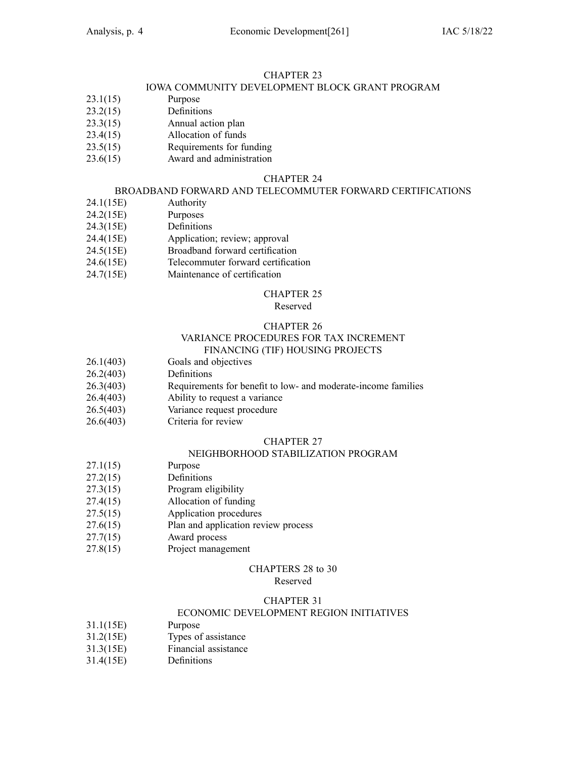## CHAPTER 23
## IOWA COMMUNITY DEVELOPMENT BLOCK GRANT PROGRAM

23.1(15) Purpose
23.2(15) Definitions
23.3(15) Annual action plan
23.4(15) Allocation of funds
23.5(15) Requirements for funding
23.6(15) Award and administration

## CHAPTER 24
## BROADBAND FORWARD AND TELECOMMUTER FORWARD CERTIFICATIONS

24.1(15E) Authority
24.2(15E) Purposes
24.3(15E) Definitions
24.4(15E) Application; review; approval
24.5(15E) Broadband forward certification
24.6(15E) Telecommuter forward certification
24.7(15E) Maintenance of certification

## CHAPTER 25
Reserved

## CHAPTER 26
## VARIANCE PROCEDURES FOR TAX INCREMENT FINANCING (TIF) HOUSING PROJECTS

26.1(403) Goals and objectives
26.2(403) Definitions
26.3(403) Requirements for benefit to low- and moderate-income families
26.4(403) Ability to request a variance
26.5(403) Variance request procedure
26.6(403) Criteria for review

## CHAPTER 27
## NEIGHBORHOOD STABILIZATION PROGRAM

27.1(15) Purpose
27.2(15) Definitions
27.3(15) Program eligibility
27.4(15) Allocation of funding
27.5(15) Application procedures
27.6(15) Plan and application review process
27.7(15) Award process
27.8(15) Project management

## CHAPTERS 28 to 30
Reserved

## CHAPTER 31
## ECONOMIC DEVELOPMENT REGION INITIATIVES

31.1(15E) Purpose
31.2(15E) Types of assistance
31.3(15E) Financial assistance
31.4(15E) Definitions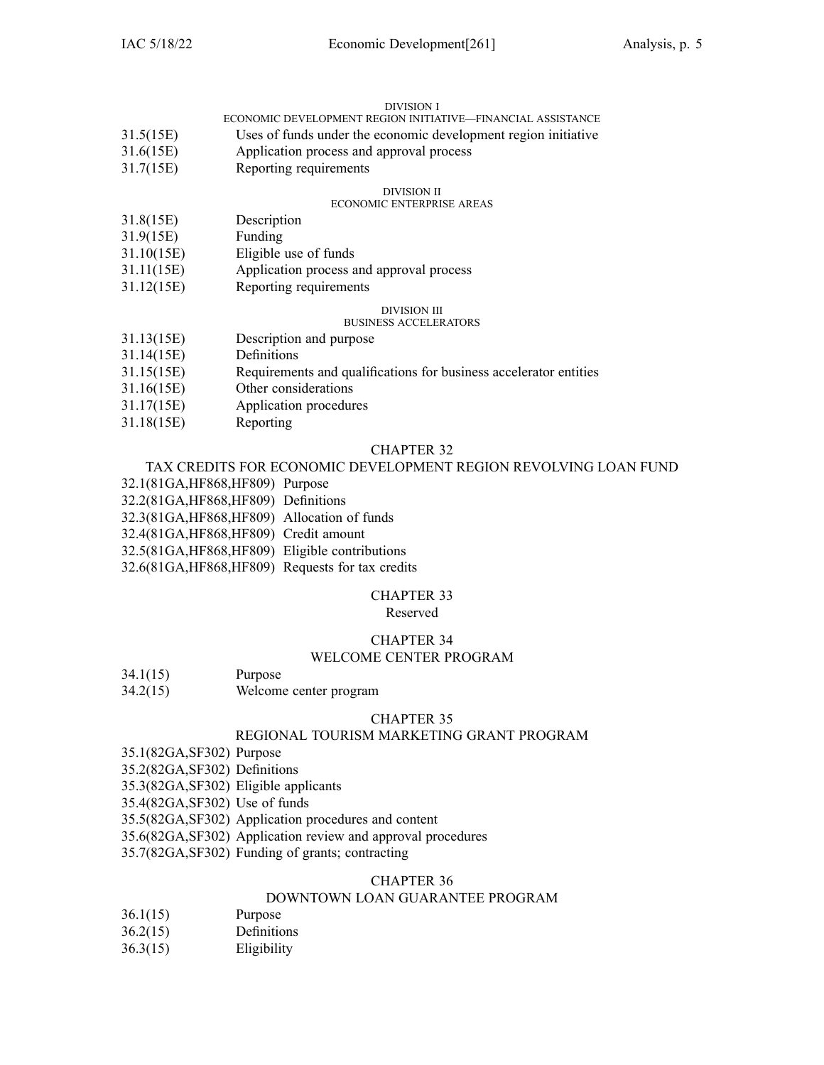DIVISION I
ECONOMIC DEVELOPMENT REGION INITIATIVE—FINANCIAL ASSISTANCE

31.5(15E) Uses of funds under the economic development region initiative
31.6(15E) Application process and approval process
31.7(15E) Reporting requirements

DIVISION II
ECONOMIC ENTERPRISE AREAS

31.8(15E) Description
31.9(15E) Funding
31.10(15E) Eligible use of funds
31.11(15E) Application process and approval process
31.12(15E) Reporting requirements

DIVISION III
BUSINESS ACCELERATORS

31.13(15E) Description and purpose
31.14(15E) Definitions
31.15(15E) Requirements and qualifications for business accelerator entities
31.16(15E) Other considerations
31.17(15E) Application procedures
31.18(15E) Reporting

## CHAPTER 32
## TAX CREDITS FOR ECONOMIC DEVELOPMENT REGION REVOLVING LOAN FUND

32.1(81GA,HF868,HF809) Purpose
32.2(81GA,HF868,HF809) Definitions
32.3(81GA,HF868,HF809) Allocation of funds
32.4(81GA,HF868,HF809) Credit amount
32.5(81GA,HF868,HF809) Eligible contributions
32.6(81GA,HF868,HF809) Requests for tax credits

## CHAPTER 33
Reserved

## CHAPTER 34
## WELCOME CENTER PROGRAM

34.1(15) Purpose
34.2(15) Welcome center program

## CHAPTER 35
## REGIONAL TOURISM MARKETING GRANT PROGRAM

35.1(82GA,SF302) Purpose
35.2(82GA,SF302) Definitions
35.3(82GA,SF302) Eligible applicants
35.4(82GA,SF302) Use of funds
35.5(82GA,SF302) Application procedures and content
35.6(82GA,SF302) Application review and approval procedures
35.7(82GA,SF302) Funding of grants; contracting

## CHAPTER 36
## DOWNTOWN LOAN GUARANTEE PROGRAM

36.1(15) Purpose
36.2(15) Definitions
36.3(15) Eligibility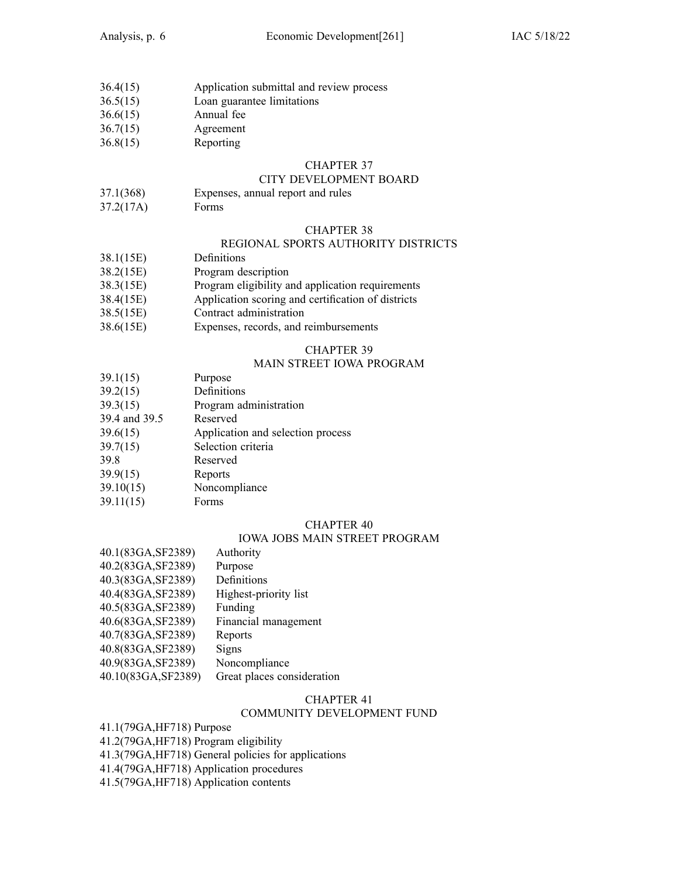36.4(15) Application submittal and review process
36.5(15) Loan guarantee limitations
36.6(15) Annual fee
36.7(15) Agreement
36.8(15) Reporting

## CHAPTER 37
## CITY DEVELOPMENT BOARD

37.1(368) Expenses, annual report and rules
37.2(17A) Forms

## CHAPTER 38
## REGIONAL SPORTS AUTHORITY DISTRICTS

38.1(15E) Definitions
38.2(15E) Program description
38.3(15E) Program eligibility and application requirements
38.4(15E) Application scoring and certification of districts
38.5(15E) Contract administration
38.6(15E) Expenses, records, and reimbursements

## CHAPTER 39
## MAIN STREET IOWA PROGRAM

39.1(15) Purpose
39.2(15) Definitions
39.3(15) Program administration
39.4 and 39.5 Reserved
39.6(15) Application and selection process
39.7(15) Selection criteria
39.8 Reserved
39.9(15) Reports
39.10(15) Noncompliance
39.11(15) Forms

## CHAPTER 40
## IOWA JOBS MAIN STREET PROGRAM

40.1(83GA,SF2389) Authority
40.2(83GA,SF2389) Purpose
40.3(83GA,SF2389) Definitions
40.4(83GA,SF2389) Highest-priority list
40.5(83GA,SF2389) Funding
40.6(83GA,SF2389) Financial management
40.7(83GA,SF2389) Reports
40.8(83GA,SF2389) Signs
40.9(83GA,SF2389) Noncompliance
40.10(83GA,SF2389) Great places consideration

## CHAPTER 41
## COMMUNITY DEVELOPMENT FUND

41.1(79GA,HF718) Purpose
41.2(79GA,HF718) Program eligibility
41.3(79GA,HF718) General policies for applications
41.4(79GA,HF718) Application procedures
41.5(79GA,HF718) Application contents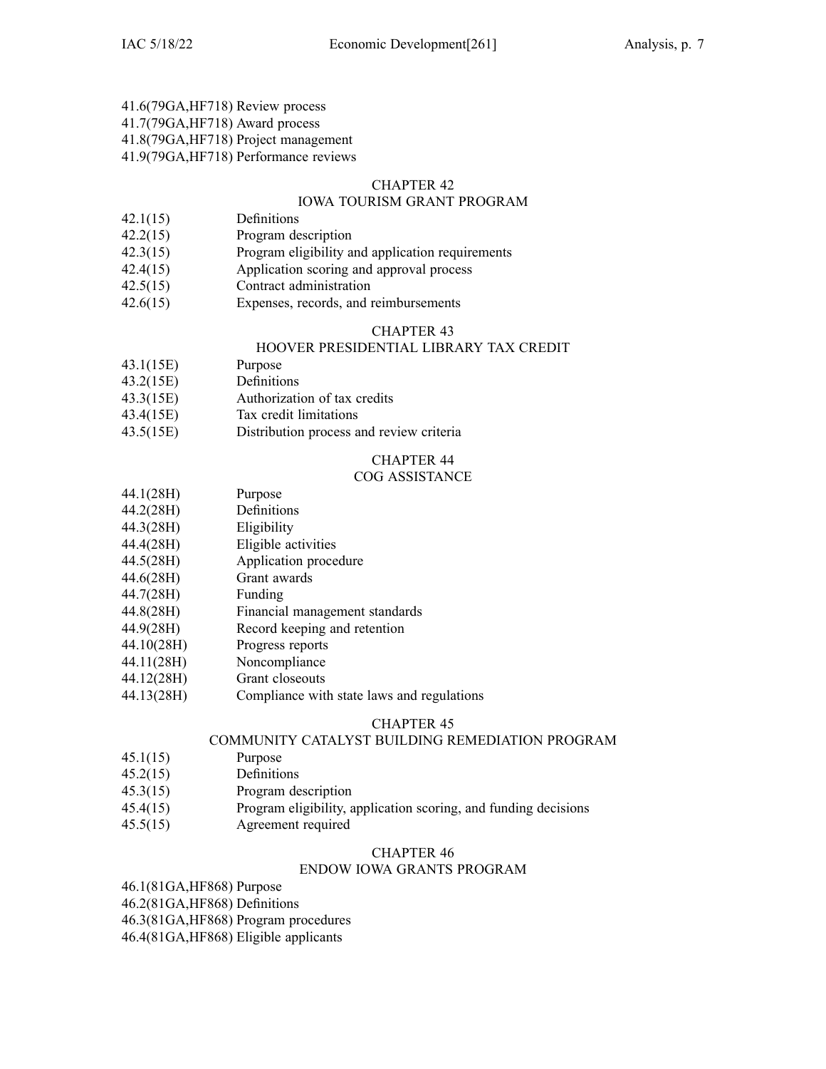41.6(79GA,HF718) Review process
41.7(79GA,HF718) Award process
41.8(79GA,HF718) Project management
41.9(79GA,HF718) Performance reviews

CHAPTER 42
IOWA TOURISM GRANT PROGRAM

42.1(15) Definitions
42.2(15) Program description
42.3(15) Program eligibility and application requirements
42.4(15) Application scoring and approval process
42.5(15) Contract administration
42.6(15) Expenses, records, and reimbursements

CHAPTER 43
HOOVER PRESIDENTIAL LIBRARY TAX CREDIT

43.1(15E) Purpose
43.2(15E) Definitions
43.3(15E) Authorization of tax credits
43.4(15E) Tax credit limitations
43.5(15E) Distribution process and review criteria

CHAPTER 44
COG ASSISTANCE

44.1(28H) Purpose
44.2(28H) Definitions
44.3(28H) Eligibility
44.4(28H) Eligible activities
44.5(28H) Application procedure
44.6(28H) Grant awards
44.7(28H) Funding
44.8(28H) Financial management standards
44.9(28H) Record keeping and retention
44.10(28H) Progress reports
44.11(28H) Noncompliance
44.12(28H) Grant closeouts
44.13(28H) Compliance with state laws and regulations

CHAPTER 45
COMMUNITY CATALYST BUILDING REMEDIATION PROGRAM

45.1(15) Purpose
45.2(15) Definitions
45.3(15) Program description
45.4(15) Program eligibility, application scoring, and funding decisions
45.5(15) Agreement required

CHAPTER 46
ENDOW IOWA GRANTS PROGRAM

46.1(81GA,HF868) Purpose
46.2(81GA,HF868) Definitions
46.3(81GA,HF868) Program procedures
46.4(81GA,HF868) Eligible applicants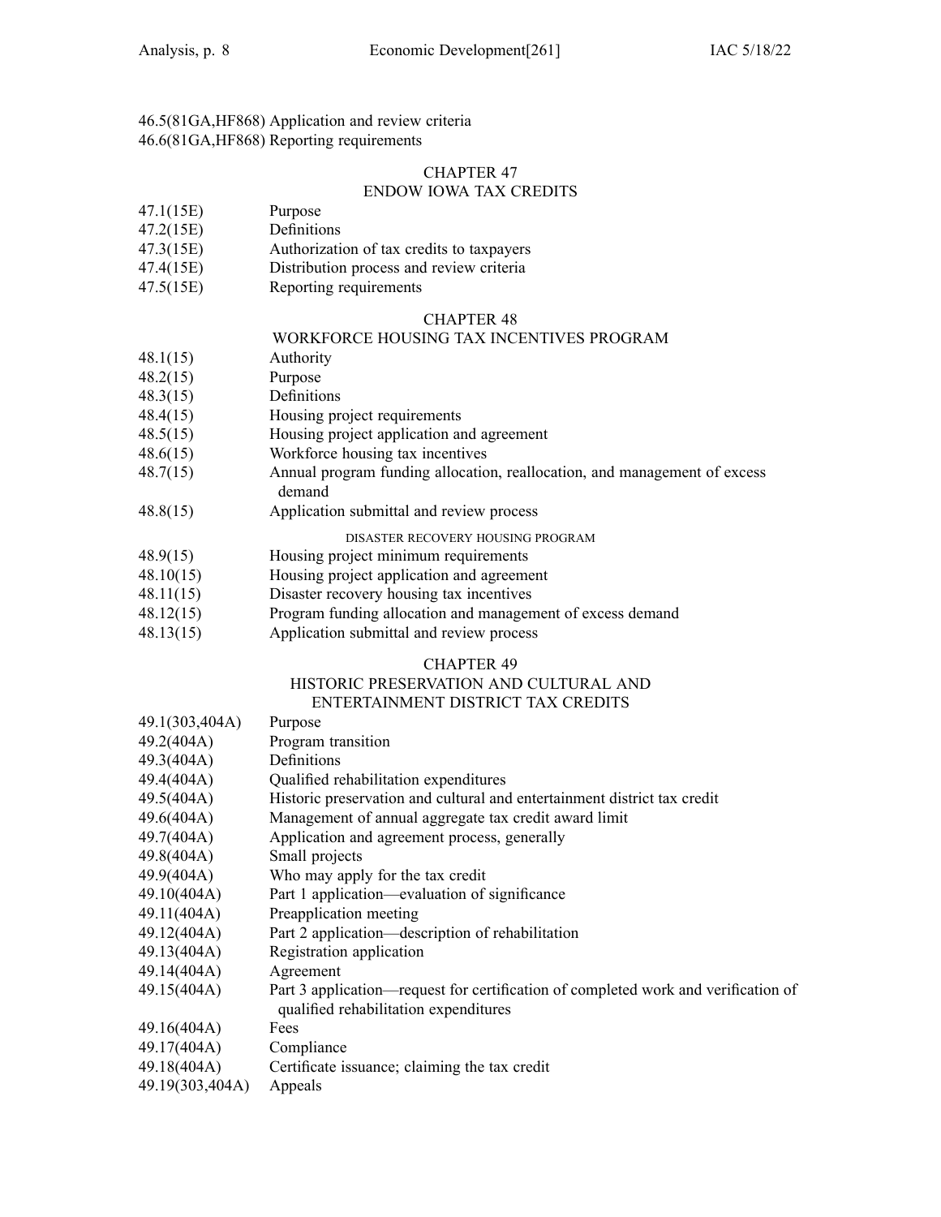46.5(81GA,HF868) Application and review criteria
46.6(81GA,HF868) Reporting requirements

## CHAPTER 47
## ENDOW IOWA TAX CREDITS

47.1(15E) Purpose
47.2(15E) Definitions
47.3(15E) Authorization of tax credits to taxpayers
47.4(15E) Distribution process and review criteria
47.5(15E) Reporting requirements

## CHAPTER 48
## WORKFORCE HOUSING TAX INCENTIVES PROGRAM

48.1(15) Authority
48.2(15) Purpose
48.3(15) Definitions
48.4(15) Housing project requirements
48.5(15) Housing project application and agreement
48.6(15) Workforce housing tax incentives
48.7(15) Annual program funding allocation, reallocation, and management of excess demand
48.8(15) Application submittal and review process

### DISASTER RECOVERY HOUSING PROGRAM

48.9(15) Housing project minimum requirements
48.10(15) Housing project application and agreement
48.11(15) Disaster recovery housing tax incentives
48.12(15) Program funding allocation and management of excess demand
48.13(15) Application submittal and review process

## CHAPTER 49
## HISTORIC PRESERVATION AND CULTURAL AND ENTERTAINMENT DISTRICT TAX CREDITS

49.1(303,404A) Purpose
49.2(404A) Program transition
49.3(404A) Definitions
49.4(404A) Qualified rehabilitation expenditures
49.5(404A) Historic preservation and cultural and entertainment district tax credit
49.6(404A) Management of annual aggregate tax credit award limit
49.7(404A) Application and agreement process, generally
49.8(404A) Small projects
49.9(404A) Who may apply for the tax credit
49.10(404A) Part 1 application—evaluation of significance
49.11(404A) Preapplication meeting
49.12(404A) Part 2 application—description of rehabilitation
49.13(404A) Registration application
49.14(404A) Agreement
49.15(404A) Part 3 application—request for certification of completed work and verification of qualified rehabilitation expenditures
49.16(404A) Fees
49.17(404A) Compliance
49.18(404A) Certificate issuance; claiming the tax credit
49.19(303,404A) Appeals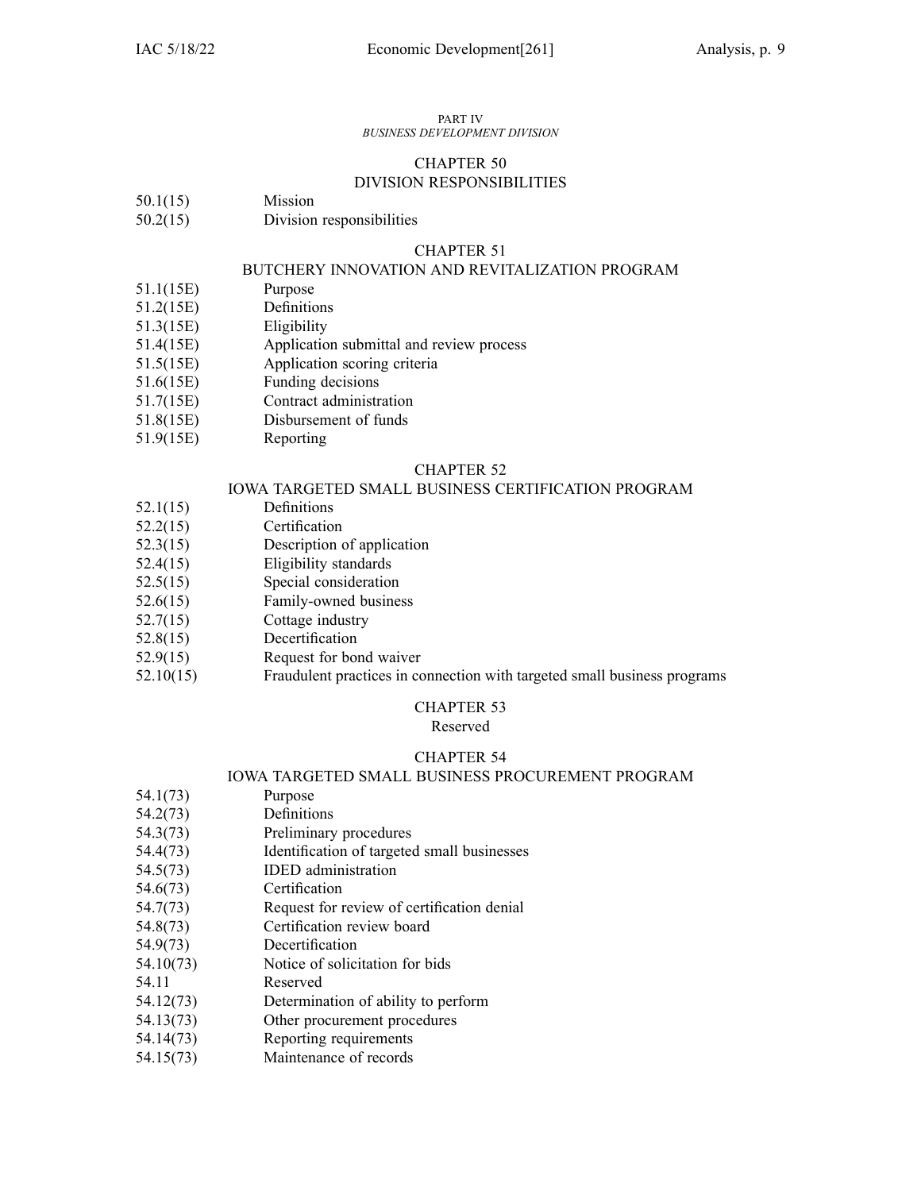PART IV
*BUSINESS DEVELOPMENT DIVISION*

CHAPTER 50
DIVISION RESPONSIBILITIES

50.1(15) Mission
50.2(15) Division responsibilities

CHAPTER 51
BUTCHERY INNOVATION AND REVITALIZATION PROGRAM

51.1(15E) Purpose
51.2(15E) Definitions
51.3(15E) Eligibility
51.4(15E) Application submittal and review process
51.5(15E) Application scoring criteria
51.6(15E) Funding decisions
51.7(15E) Contract administration
51.8(15E) Disbursement of funds
51.9(15E) Reporting

CHAPTER 52
IOWA TARGETED SMALL BUSINESS CERTIFICATION PROGRAM

52.1(15) Definitions
52.2(15) Certification
52.3(15) Description of application
52.4(15) Eligibility standards
52.5(15) Special consideration
52.6(15) Family-owned business
52.7(15) Cottage industry
52.8(15) Decertification
52.9(15) Request for bond waiver
52.10(15) Fraudulent practices in connection with targeted small business programs

CHAPTER 53
Reserved

CHAPTER 54
IOWA TARGETED SMALL BUSINESS PROCUREMENT PROGRAM

54.1(73) Purpose
54.2(73) Definitions
54.3(73) Preliminary procedures
54.4(73) Identification of targeted small businesses
54.5(73) IDED administration
54.6(73) Certification
54.7(73) Request for review of certification denial
54.8(73) Certification review board
54.9(73) Decertification
54.10(73) Notice of solicitation for bids
54.11 Reserved
54.12(73) Determination of ability to perform
54.13(73) Other procurement procedures
54.14(73) Reporting requirements
54.15(73) Maintenance of records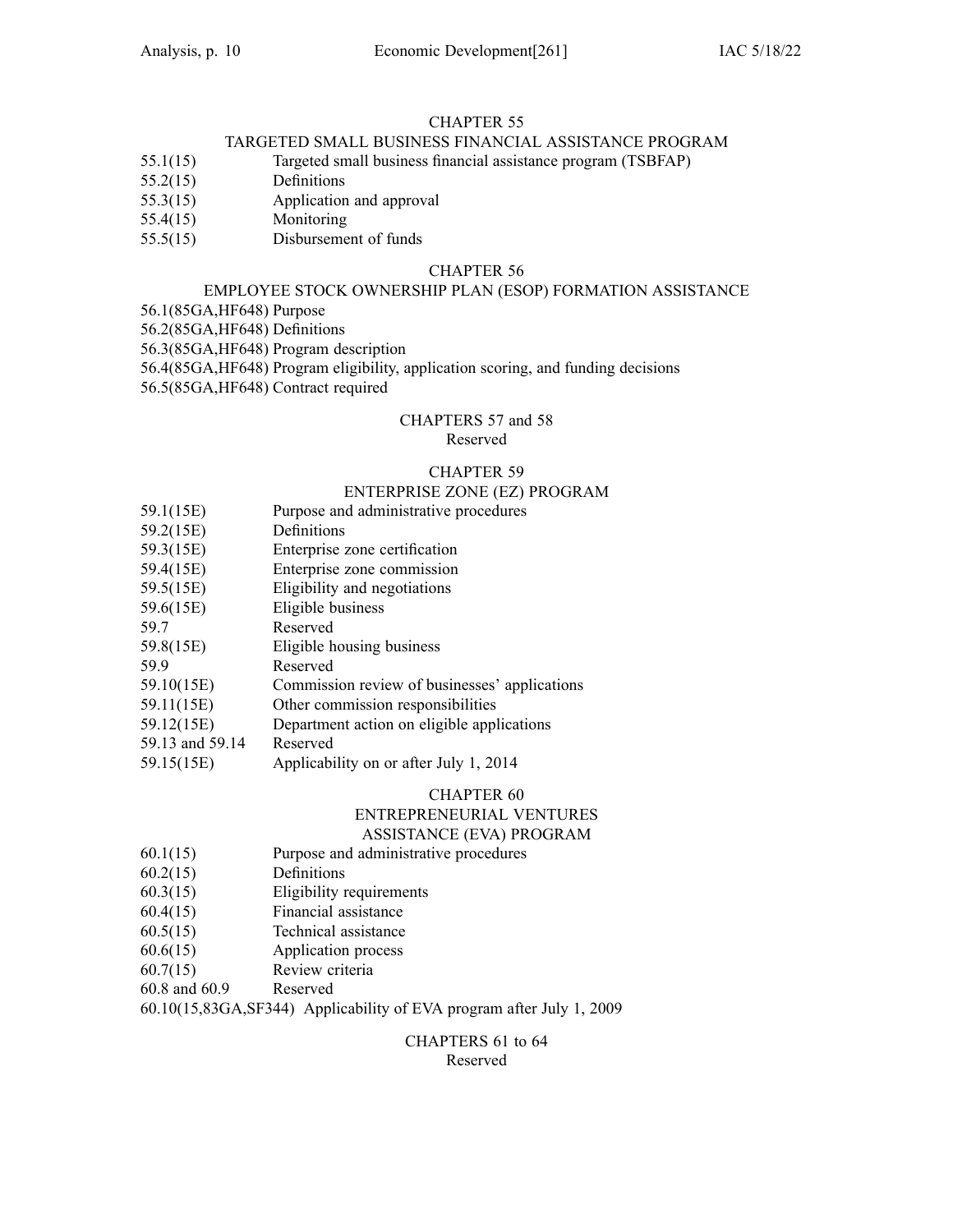## CHAPTER 55
## TARGETED SMALL BUSINESS FINANCIAL ASSISTANCE PROGRAM

| | |
|---|---|
| 55.1(15) | Targeted small business financial assistance program (TSBFAP) |
| 55.2(15) | Definitions |
| 55.3(15) | Application and approval |
| 55.4(15) | Monitoring |
| 55.5(15) | Disbursement of funds |

## CHAPTER 56
## EMPLOYEE STOCK OWNERSHIP PLAN (ESOP) FORMATION ASSISTANCE

56.1(85GA,HF648) Purpose
56.2(85GA,HF648) Definitions
56.3(85GA,HF648) Program description
56.4(85GA,HF648) Program eligibility, application scoring, and funding decisions
56.5(85GA,HF648) Contract required

## CHAPTERS 57 and 58
Reserved

## CHAPTER 59
## ENTERPRISE ZONE (EZ) PROGRAM

| | |
|---|---|
| 59.1(15E) | Purpose and administrative procedures |
| 59.2(15E) | Definitions |
| 59.3(15E) | Enterprise zone certification |
| 59.4(15E) | Enterprise zone commission |
| 59.5(15E) | Eligibility and negotiations |
| 59.6(15E) | Eligible business |
| 59.7 | Reserved |
| 59.8(15E) | Eligible housing business |
| 59.9 | Reserved |
| 59.10(15E) | Commission review of businesses' applications |
| 59.11(15E) | Other commission responsibilities |
| 59.12(15E) | Department action on eligible applications |
| 59.13 and 59.14 | Reserved |
| 59.15(15E) | Applicability on or after July 1, 2014 |

## CHAPTER 60
## ENTREPRENEURIAL VENTURES ASSISTANCE (EVA) PROGRAM

| | |
|---|---|
| 60.1(15) | Purpose and administrative procedures |
| 60.2(15) | Definitions |
| 60.3(15) | Eligibility requirements |
| 60.4(15) | Financial assistance |
| 60.5(15) | Technical assistance |
| 60.6(15) | Application process |
| 60.7(15) | Review criteria |
| 60.8 and 60.9 | Reserved |

60.10(15,83GA,SF344) Applicability of EVA program after July 1, 2009

## CHAPTERS 61 to 64
Reserved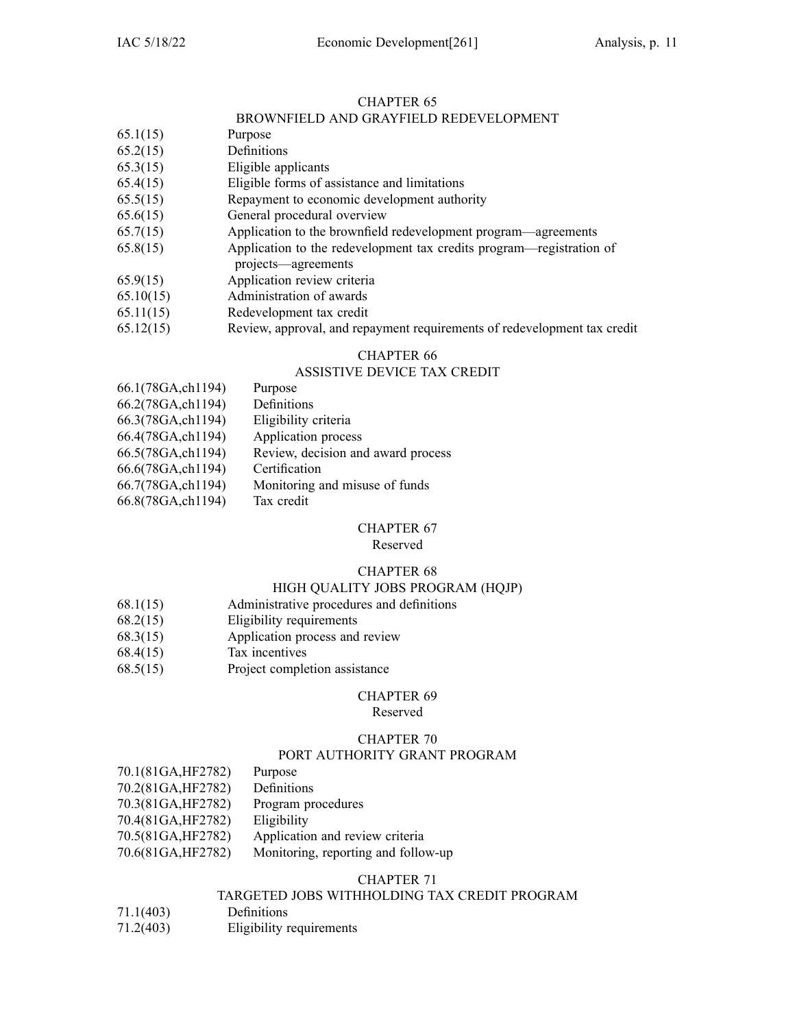## CHAPTER 65

### BROWNFIELD AND GRAYFIELD REDEVELOPMENT

| | |
|---|---|
| 65.1(15) | Purpose |
| 65.2(15) | Definitions |
| 65.3(15) | Eligible applicants |
| 65.4(15) | Eligible forms of assistance and limitations |
| 65.5(15) | Repayment to economic development authority |
| 65.6(15) | General procedural overview |
| 65.7(15) | Application to the brownfield redevelopment program—agreements |
| 65.8(15) | Application to the redevelopment tax credits program—registration of projects—agreements |
| 65.9(15) | Application review criteria |
| 65.10(15) | Administration of awards |
| 65.11(15) | Redevelopment tax credit |
| 65.12(15) | Review, approval, and repayment requirements of redevelopment tax credit |

## CHAPTER 66

### ASSISTIVE DEVICE TAX CREDIT

| | |
|---|---|
| 66.1(78GA,ch1194) | Purpose |
| 66.2(78GA,ch1194) | Definitions |
| 66.3(78GA,ch1194) | Eligibility criteria |
| 66.4(78GA,ch1194) | Application process |
| 66.5(78GA,ch1194) | Review, decision and award process |
| 66.6(78GA,ch1194) | Certification |
| 66.7(78GA,ch1194) | Monitoring and misuse of funds |
| 66.8(78GA,ch1194) | Tax credit |

## CHAPTER 67

Reserved

## CHAPTER 68

### HIGH QUALITY JOBS PROGRAM (HQJP)

| | |
|---|---|
| 68.1(15) | Administrative procedures and definitions |
| 68.2(15) | Eligibility requirements |
| 68.3(15) | Application process and review |
| 68.4(15) | Tax incentives |
| 68.5(15) | Project completion assistance |

## CHAPTER 69

Reserved

## CHAPTER 70

### PORT AUTHORITY GRANT PROGRAM

| | |
|---|---|
| 70.1(81GA,HF2782) | Purpose |
| 70.2(81GA,HF2782) | Definitions |
| 70.3(81GA,HF2782) | Program procedures |
| 70.4(81GA,HF2782) | Eligibility |
| 70.5(81GA,HF2782) | Application and review criteria |
| 70.6(81GA,HF2782) | Monitoring, reporting and follow-up |

## CHAPTER 71

### TARGETED JOBS WITHHOLDING TAX CREDIT PROGRAM

| | |
|---|---|
| 71.1(403) | Definitions |
| 71.2(403) | Eligibility requirements |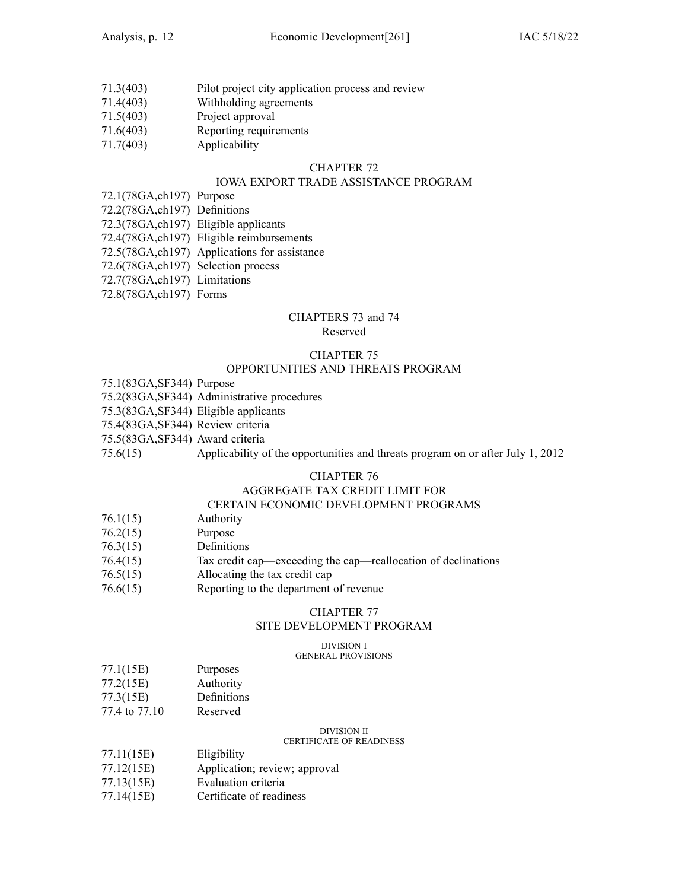71.3(403) Pilot project city application process and review
71.4(403) Withholding agreements
71.5(403) Project approval
71.6(403) Reporting requirements
71.7(403) Applicability

## CHAPTER 72
## IOWA EXPORT TRADE ASSISTANCE PROGRAM

72.1(78GA,ch197) Purpose
72.2(78GA,ch197) Definitions
72.3(78GA,ch197) Eligible applicants
72.4(78GA,ch197) Eligible reimbursements
72.5(78GA,ch197) Applications for assistance
72.6(78GA,ch197) Selection process
72.7(78GA,ch197) Limitations
72.8(78GA,ch197) Forms

## CHAPTERS 73 and 74
Reserved

## CHAPTER 75
## OPPORTUNITIES AND THREATS PROGRAM

75.1(83GA,SF344) Purpose
75.2(83GA,SF344) Administrative procedures
75.3(83GA,SF344) Eligible applicants
75.4(83GA,SF344) Review criteria
75.5(83GA,SF344) Award criteria
75.6(15) Applicability of the opportunities and threats program on or after July 1, 2012

## CHAPTER 76
## AGGREGATE TAX CREDIT LIMIT FOR CERTAIN ECONOMIC DEVELOPMENT PROGRAMS

76.1(15) Authority
76.2(15) Purpose
76.3(15) Definitions
76.4(15) Tax credit cap—exceeding the cap—reallocation of declinations
76.5(15) Allocating the tax credit cap
76.6(15) Reporting to the department of revenue

## CHAPTER 77
## SITE DEVELOPMENT PROGRAM

### DIVISION I
### GENERAL PROVISIONS

77.1(15E) Purposes
77.2(15E) Authority
77.3(15E) Definitions
77.4 to 77.10 Reserved

### DIVISION II
### CERTIFICATE OF READINESS

77.11(15E) Eligibility
77.12(15E) Application; review; approval
77.13(15E) Evaluation criteria
77.14(15E) Certificate of readiness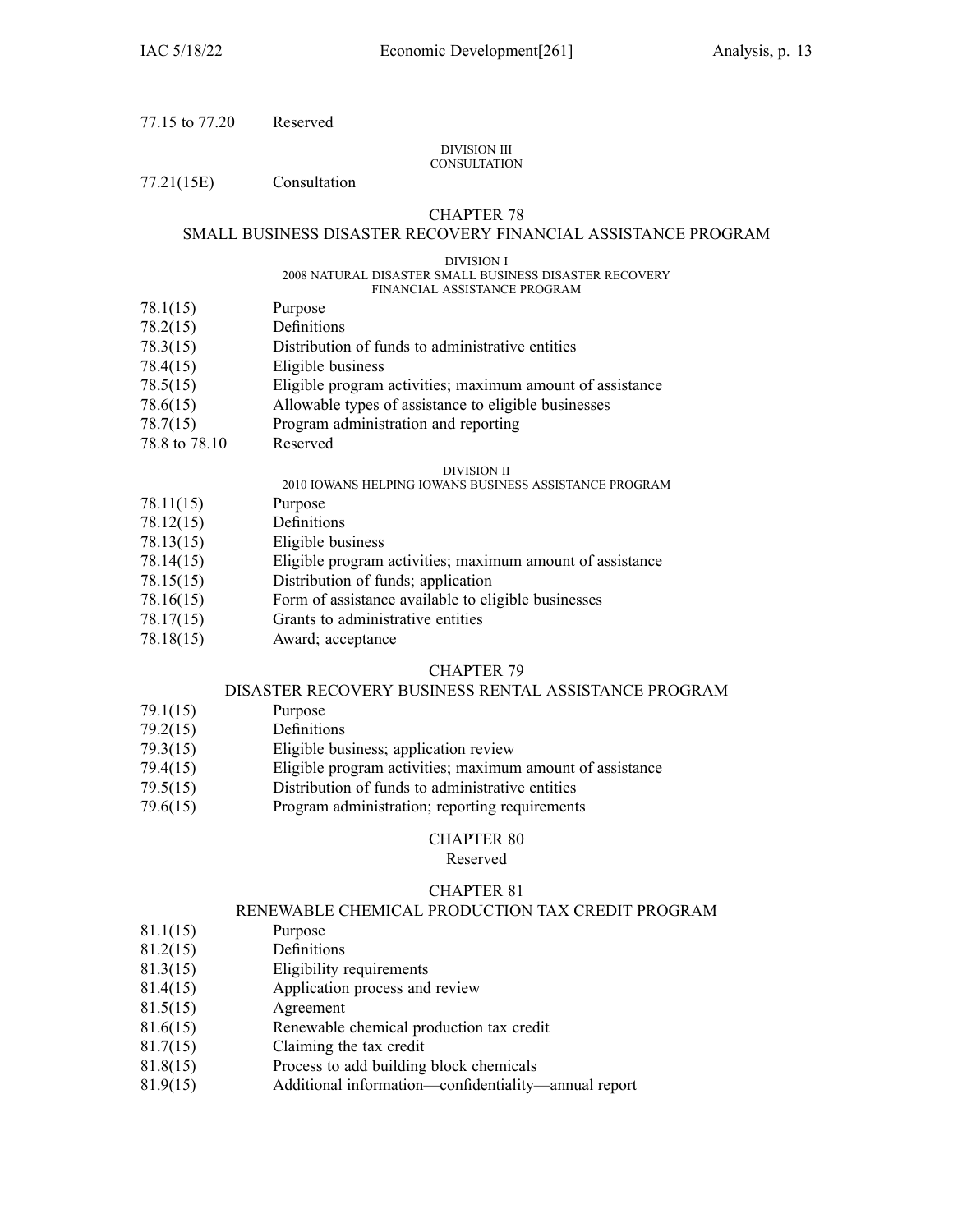77.15 to 77.20 Reserved

DIVISION III
CONSULTATION

77.21(15E) Consultation

## CHAPTER 78
## SMALL BUSINESS DISASTER RECOVERY FINANCIAL ASSISTANCE PROGRAM

DIVISION I
2008 NATURAL DISASTER SMALL BUSINESS DISASTER RECOVERY FINANCIAL ASSISTANCE PROGRAM

78.1(15) Purpose
78.2(15) Definitions
78.3(15) Distribution of funds to administrative entities
78.4(15) Eligible business
78.5(15) Eligible program activities; maximum amount of assistance
78.6(15) Allowable types of assistance to eligible businesses
78.7(15) Program administration and reporting
78.8 to 78.10 Reserved

DIVISION II
2010 IOWANS HELPING IOWANS BUSINESS ASSISTANCE PROGRAM

78.11(15) Purpose
78.12(15) Definitions
78.13(15) Eligible business
78.14(15) Eligible program activities; maximum amount of assistance
78.15(15) Distribution of funds; application
78.16(15) Form of assistance available to eligible businesses
78.17(15) Grants to administrative entities
78.18(15) Award; acceptance

## CHAPTER 79
## DISASTER RECOVERY BUSINESS RENTAL ASSISTANCE PROGRAM

79.1(15) Purpose
79.2(15) Definitions
79.3(15) Eligible business; application review
79.4(15) Eligible program activities; maximum amount of assistance
79.5(15) Distribution of funds to administrative entities
79.6(15) Program administration; reporting requirements

## CHAPTER 80
Reserved

## CHAPTER 81
## RENEWABLE CHEMICAL PRODUCTION TAX CREDIT PROGRAM

81.1(15) Purpose
81.2(15) Definitions
81.3(15) Eligibility requirements
81.4(15) Application process and review
81.5(15) Agreement
81.6(15) Renewable chemical production tax credit
81.7(15) Claiming the tax credit
81.8(15) Process to add building block chemicals
81.9(15) Additional information—confidentiality—annual report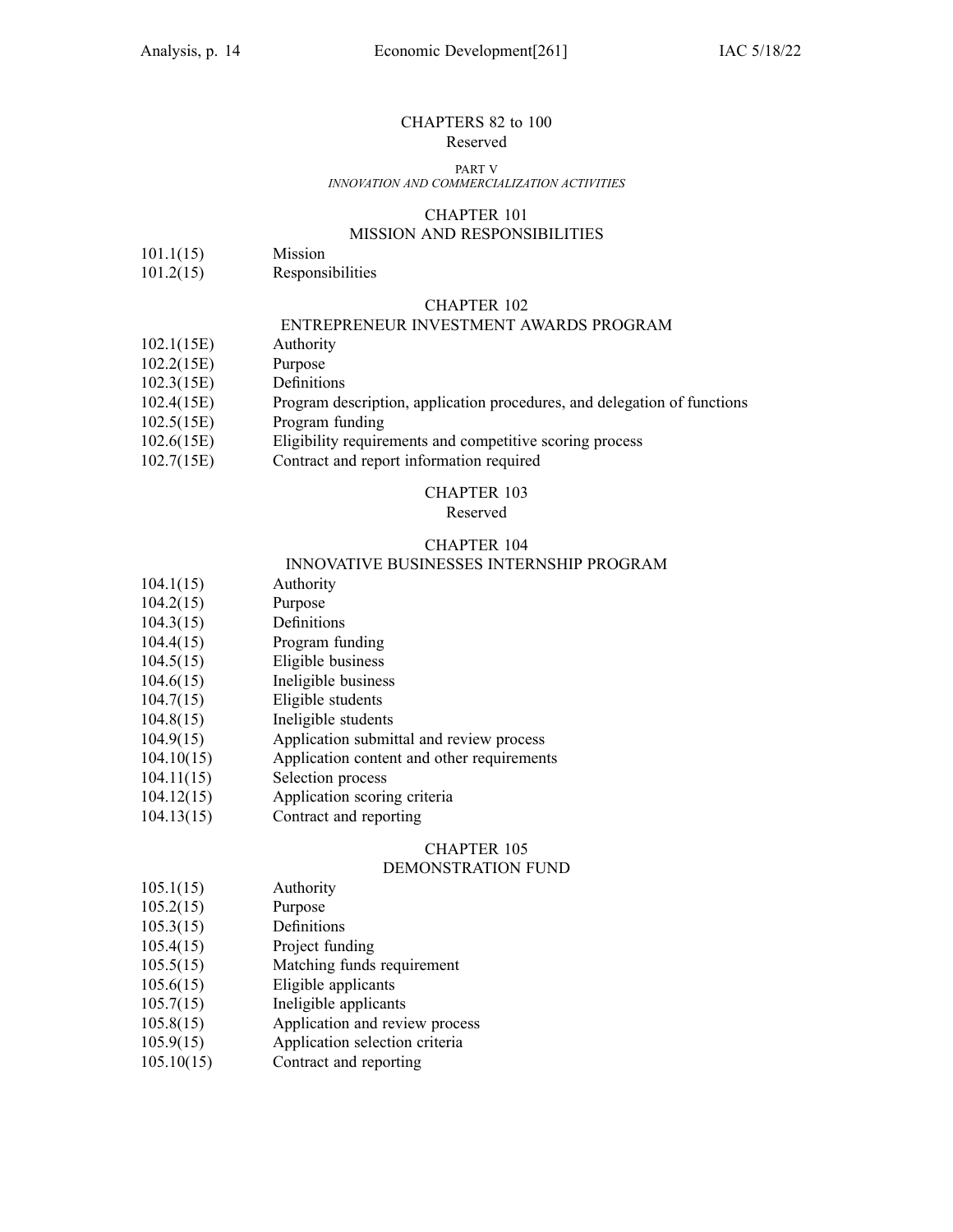## CHAPTERS 82 to 100

Reserved

PART V

*INNOVATION AND COMMERCIALIZATION ACTIVITIES*

## CHAPTER 101

## MISSION AND RESPONSIBILITIES

101.1(15) Mission

101.2(15) Responsibilities

## CHAPTER 102

## ENTREPRENEUR INVESTMENT AWARDS PROGRAM

102.1(15E) Authority

102.2(15E) Purpose

102.3(15E) Definitions

102.4(15E) Program description, application procedures, and delegation of functions

102.5(15E) Program funding

102.6(15E) Eligibility requirements and competitive scoring process

102.7(15E) Contract and report information required

## CHAPTER 103

Reserved

## CHAPTER 104

## INNOVATIVE BUSINESSES INTERNSHIP PROGRAM

104.1(15) Authority

104.2(15) Purpose

104.3(15) Definitions

104.4(15) Program funding

104.5(15) Eligible business

104.6(15) Ineligible business

104.7(15) Eligible students

104.8(15) Ineligible students

104.9(15) Application submittal and review process

104.10(15) Application content and other requirements

104.11(15) Selection process

104.12(15) Application scoring criteria

104.13(15) Contract and reporting

## CHAPTER 105

## DEMONSTRATION FUND

105.1(15) Authority

105.2(15) Purpose

105.3(15) Definitions

105.4(15) Project funding

105.5(15) Matching funds requirement

105.6(15) Eligible applicants

105.7(15) Ineligible applicants

105.8(15) Application and review process

105.9(15) Application selection criteria

105.10(15) Contract and reporting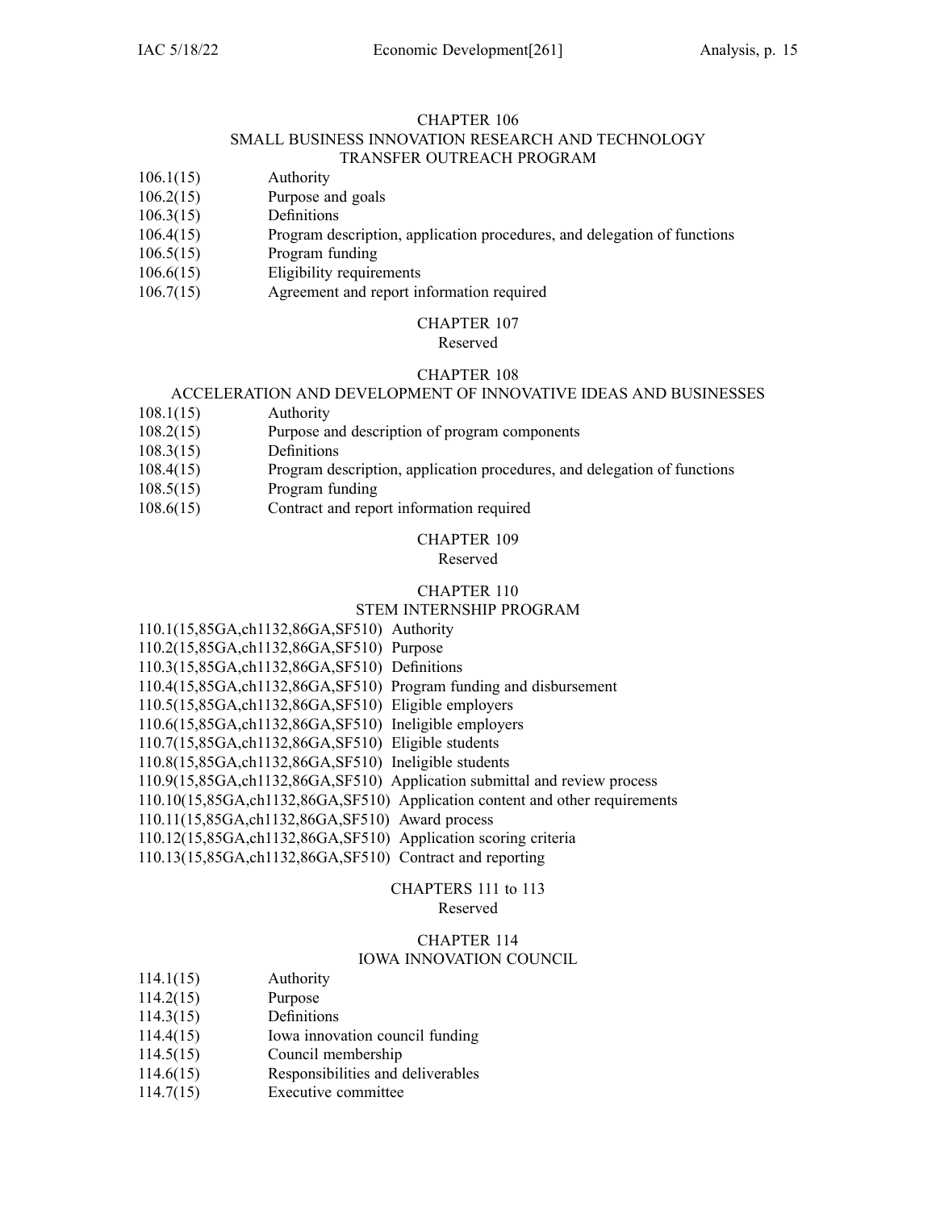## CHAPTER 106
## SMALL BUSINESS INNOVATION RESEARCH AND TECHNOLOGY TRANSFER OUTREACH PROGRAM

106.1(15) Authority
106.2(15) Purpose and goals
106.3(15) Definitions
106.4(15) Program description, application procedures, and delegation of functions
106.5(15) Program funding
106.6(15) Eligibility requirements
106.7(15) Agreement and report information required

## CHAPTER 107
Reserved

## CHAPTER 108
## ACCELERATION AND DEVELOPMENT OF INNOVATIVE IDEAS AND BUSINESSES

108.1(15) Authority
108.2(15) Purpose and description of program components
108.3(15) Definitions
108.4(15) Program description, application procedures, and delegation of functions
108.5(15) Program funding
108.6(15) Contract and report information required

## CHAPTER 109
Reserved

## CHAPTER 110
## STEM INTERNSHIP PROGRAM

110.1(15,85GA,ch1132,86GA,SF510) Authority
110.2(15,85GA,ch1132,86GA,SF510) Purpose
110.3(15,85GA,ch1132,86GA,SF510) Definitions
110.4(15,85GA,ch1132,86GA,SF510) Program funding and disbursement
110.5(15,85GA,ch1132,86GA,SF510) Eligible employers
110.6(15,85GA,ch1132,86GA,SF510) Ineligible employers
110.7(15,85GA,ch1132,86GA,SF510) Eligible students
110.8(15,85GA,ch1132,86GA,SF510) Ineligible students
110.9(15,85GA,ch1132,86GA,SF510) Application submittal and review process
110.10(15,85GA,ch1132,86GA,SF510) Application content and other requirements
110.11(15,85GA,ch1132,86GA,SF510) Award process
110.12(15,85GA,ch1132,86GA,SF510) Application scoring criteria
110.13(15,85GA,ch1132,86GA,SF510) Contract and reporting

## CHAPTERS 111 to 113
Reserved

## CHAPTER 114
## IOWA INNOVATION COUNCIL

114.1(15) Authority
114.2(15) Purpose
114.3(15) Definitions
114.4(15) Iowa innovation council funding
114.5(15) Council membership
114.6(15) Responsibilities and deliverables
114.7(15) Executive committee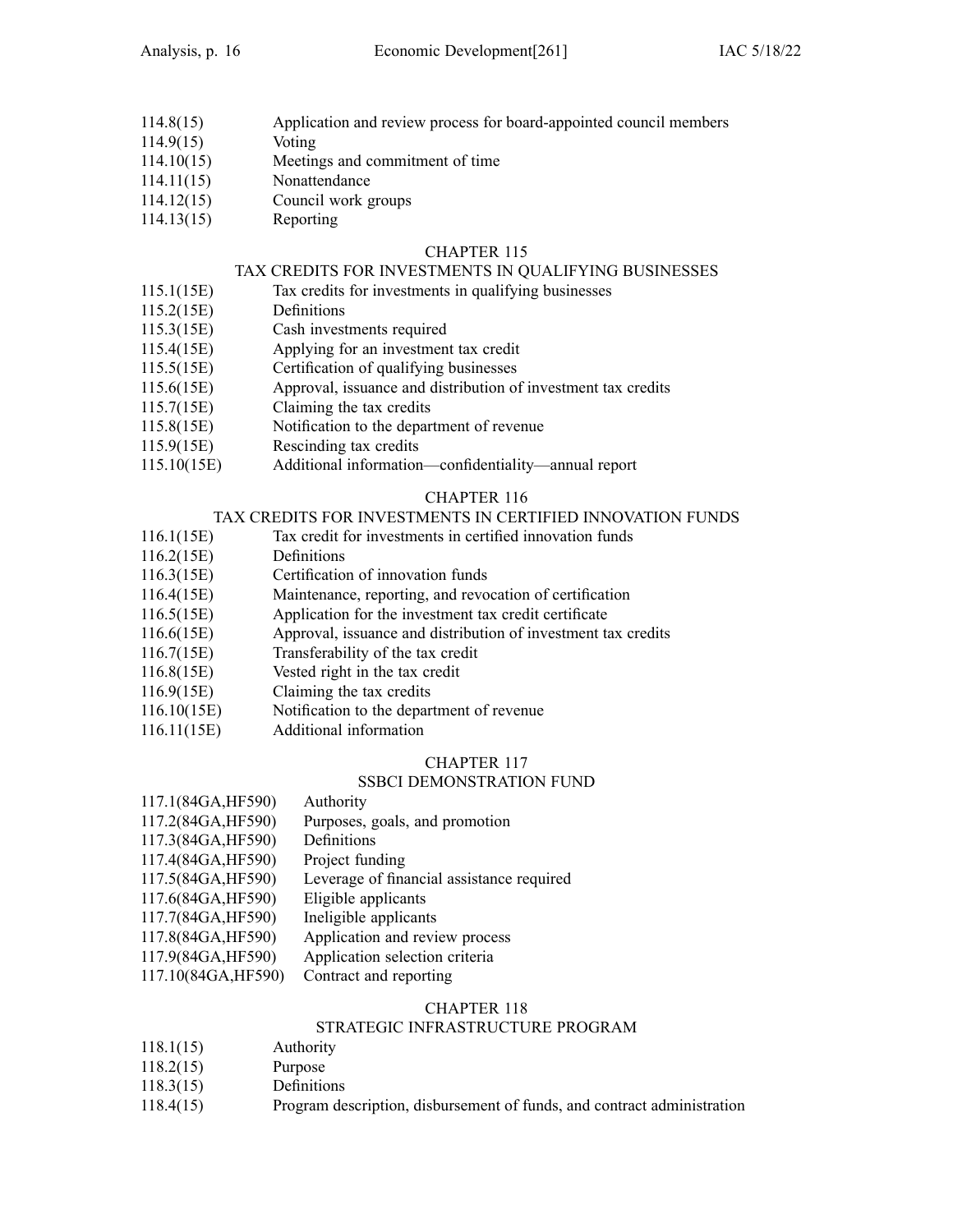114.8(15) Application and review process for board-appointed council members
114.9(15) Voting
114.10(15) Meetings and commitment of time
114.11(15) Nonattendance
114.12(15) Council work groups
114.13(15) Reporting

## CHAPTER 115
## TAX CREDITS FOR INVESTMENTS IN QUALIFYING BUSINESSES

115.1(15E) Tax credits for investments in qualifying businesses
115.2(15E) Definitions
115.3(15E) Cash investments required
115.4(15E) Applying for an investment tax credit
115.5(15E) Certification of qualifying businesses
115.6(15E) Approval, issuance and distribution of investment tax credits
115.7(15E) Claiming the tax credits
115.8(15E) Notification to the department of revenue
115.9(15E) Rescinding tax credits
115.10(15E) Additional information—confidentiality—annual report

## CHAPTER 116
## TAX CREDITS FOR INVESTMENTS IN CERTIFIED INNOVATION FUNDS

116.1(15E) Tax credit for investments in certified innovation funds
116.2(15E) Definitions
116.3(15E) Certification of innovation funds
116.4(15E) Maintenance, reporting, and revocation of certification
116.5(15E) Application for the investment tax credit certificate
116.6(15E) Approval, issuance and distribution of investment tax credits
116.7(15E) Transferability of the tax credit
116.8(15E) Vested right in the tax credit
116.9(15E) Claiming the tax credits
116.10(15E) Notification to the department of revenue
116.11(15E) Additional information

## CHAPTER 117
## SSBCI DEMONSTRATION FUND

117.1(84GA,HF590) Authority
117.2(84GA,HF590) Purposes, goals, and promotion
117.3(84GA,HF590) Definitions
117.4(84GA,HF590) Project funding
117.5(84GA,HF590) Leverage of financial assistance required
117.6(84GA,HF590) Eligible applicants
117.7(84GA,HF590) Ineligible applicants
117.8(84GA,HF590) Application and review process
117.9(84GA,HF590) Application selection criteria
117.10(84GA,HF590) Contract and reporting

## CHAPTER 118
## STRATEGIC INFRASTRUCTURE PROGRAM

118.1(15) Authority
118.2(15) Purpose
118.3(15) Definitions
118.4(15) Program description, disbursement of funds, and contract administration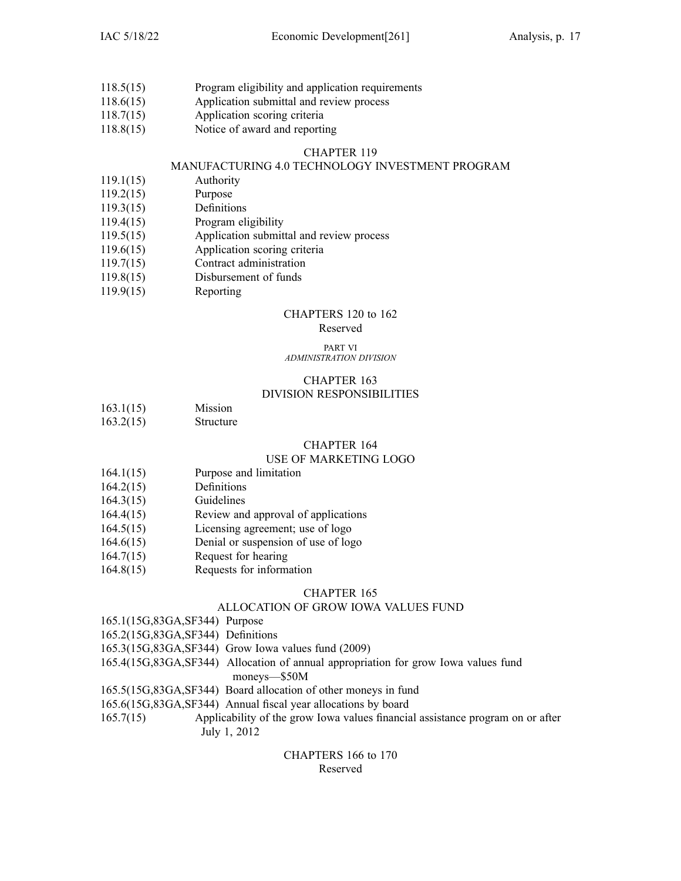118.5(15) Program eligibility and application requirements
118.6(15) Application submittal and review process
118.7(15) Application scoring criteria
118.8(15) Notice of award and reporting

CHAPTER 119
MANUFACTURING 4.0 TECHNOLOGY INVESTMENT PROGRAM

119.1(15) Authority
119.2(15) Purpose
119.3(15) Definitions
119.4(15) Program eligibility
119.5(15) Application submittal and review process
119.6(15) Application scoring criteria
119.7(15) Contract administration
119.8(15) Disbursement of funds
119.9(15) Reporting

CHAPTERS 120 to 162
Reserved

PART VI
*ADMINISTRATION DIVISION*

CHAPTER 163
DIVISION RESPONSIBILITIES

163.1(15) Mission
163.2(15) Structure

CHAPTER 164
USE OF MARKETING LOGO

164.1(15) Purpose and limitation
164.2(15) Definitions
164.3(15) Guidelines
164.4(15) Review and approval of applications
164.5(15) Licensing agreement; use of logo
164.6(15) Denial or suspension of use of logo
164.7(15) Request for hearing
164.8(15) Requests for information

CHAPTER 165
ALLOCATION OF GROW IOWA VALUES FUND

165.1(15G,83GA,SF344) Purpose
165.2(15G,83GA,SF344) Definitions
165.3(15G,83GA,SF344) Grow Iowa values fund (2009)
165.4(15G,83GA,SF344) Allocation of annual appropriation for grow Iowa values fund moneys—$50M
165.5(15G,83GA,SF344) Board allocation of other moneys in fund
165.6(15G,83GA,SF344) Annual fiscal year allocations by board
165.7(15) Applicability of the grow Iowa values financial assistance program on or after July 1, 2012

CHAPTERS 166 to 170
Reserved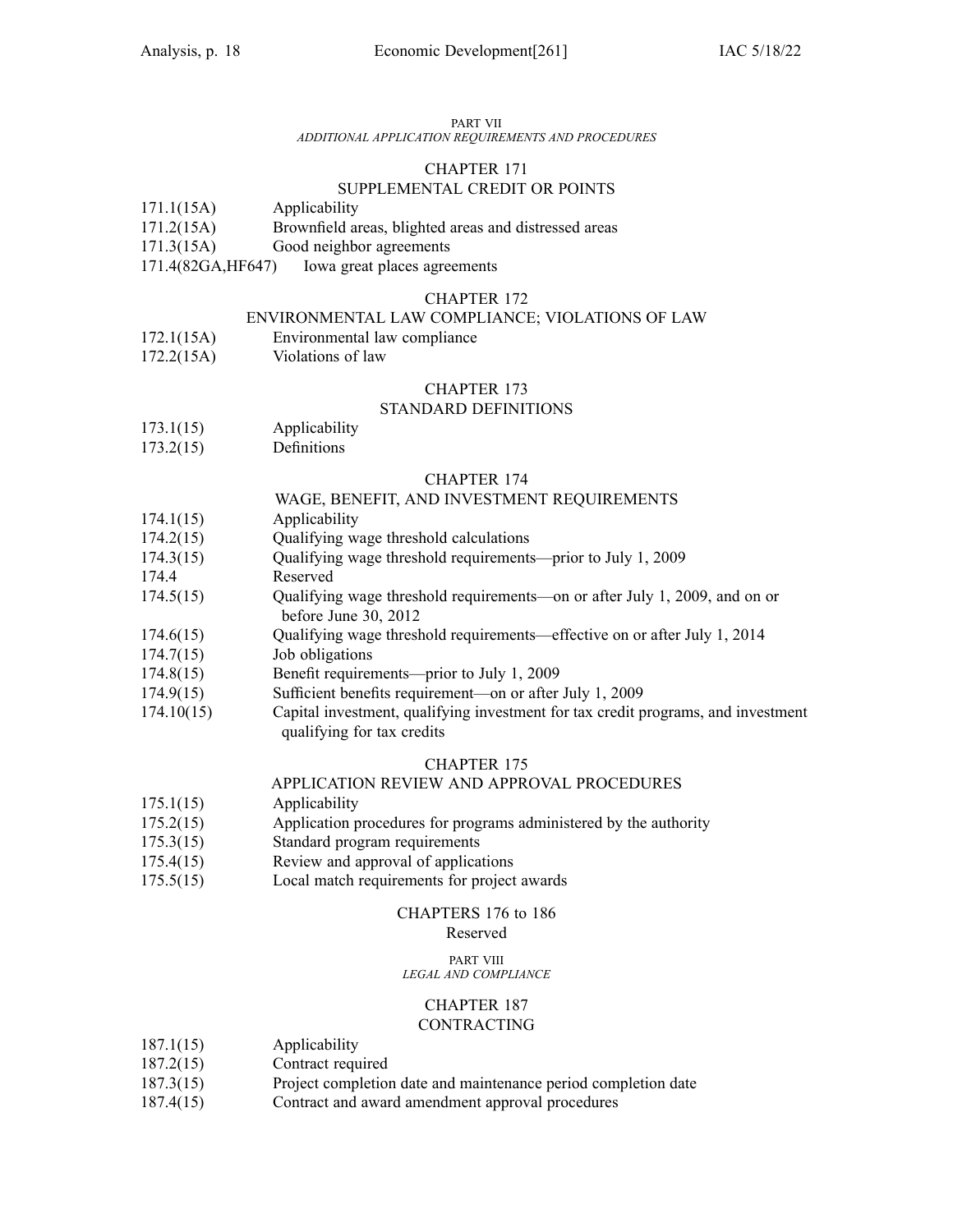PART VII
*ADDITIONAL APPLICATION REQUIREMENTS AND PROCEDURES*

CHAPTER 171
SUPPLEMENTAL CREDIT OR POINTS

171.1(15A) Applicability
171.2(15A) Brownfield areas, blighted areas and distressed areas
171.3(15A) Good neighbor agreements
171.4(82GA,HF647) Iowa great places agreements

CHAPTER 172
ENVIRONMENTAL LAW COMPLIANCE; VIOLATIONS OF LAW

172.1(15A) Environmental law compliance
172.2(15A) Violations of law

CHAPTER 173
STANDARD DEFINITIONS

173.1(15) Applicability
173.2(15) Definitions

CHAPTER 174
WAGE, BENEFIT, AND INVESTMENT REQUIREMENTS

174.1(15) Applicability
174.2(15) Qualifying wage threshold calculations
174.3(15) Qualifying wage threshold requirements—prior to July 1, 2009
174.4 Reserved
174.5(15) Qualifying wage threshold requirements—on or after July 1, 2009, and on or before June 30, 2012
174.6(15) Qualifying wage threshold requirements—effective on or after July 1, 2014
174.7(15) Job obligations
174.8(15) Benefit requirements—prior to July 1, 2009
174.9(15) Sufficient benefits requirement—on or after July 1, 2009
174.10(15) Capital investment, qualifying investment for tax credit programs, and investment qualifying for tax credits

CHAPTER 175
APPLICATION REVIEW AND APPROVAL PROCEDURES

175.1(15) Applicability
175.2(15) Application procedures for programs administered by the authority
175.3(15) Standard program requirements
175.4(15) Review and approval of applications
175.5(15) Local match requirements for project awards

CHAPTERS 176 to 186
Reserved

PART VIII
*LEGAL AND COMPLIANCE*

CHAPTER 187
CONTRACTING

187.1(15) Applicability
187.2(15) Contract required
187.3(15) Project completion date and maintenance period completion date
187.4(15) Contract and award amendment approval procedures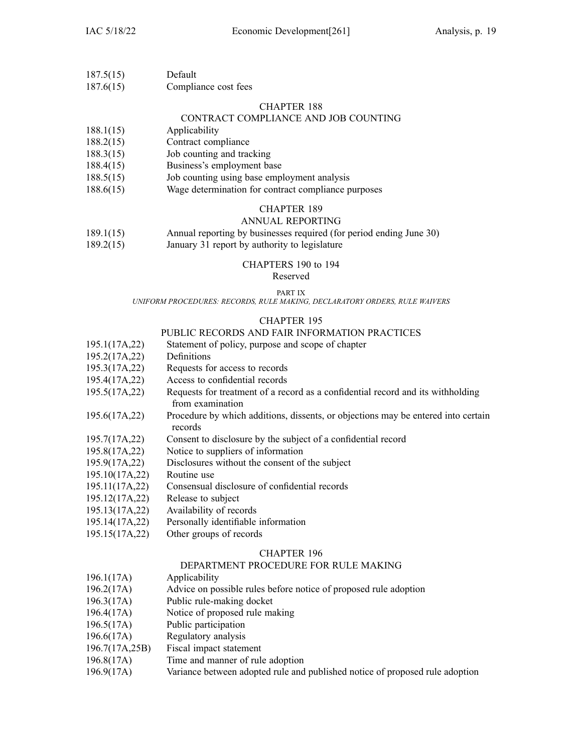187.5(15) Default
187.6(15) Compliance cost fees

## CHAPTER 188
## CONTRACT COMPLIANCE AND JOB COUNTING

188.1(15) Applicability
188.2(15) Contract compliance
188.3(15) Job counting and tracking
188.4(15) Business's employment base
188.5(15) Job counting using base employment analysis
188.6(15) Wage determination for contract compliance purposes

## CHAPTER 189
## ANNUAL REPORTING

189.1(15) Annual reporting by businesses required (for period ending June 30)
189.2(15) January 31 report by authority to legislature

## CHAPTERS 190 to 194
Reserved

## PART IX
*UNIFORM PROCEDURES: RECORDS, RULE MAKING, DECLARATORY ORDERS, RULE WAIVERS*

## CHAPTER 195
## PUBLIC RECORDS AND FAIR INFORMATION PRACTICES

195.1(17A,22) Statement of policy, purpose and scope of chapter
195.2(17A,22) Definitions
195.3(17A,22) Requests for access to records
195.4(17A,22) Access to confidential records
195.5(17A,22) Requests for treatment of a record as a confidential record and its withholding from examination
195.6(17A,22) Procedure by which additions, dissents, or objections may be entered into certain records
195.7(17A,22) Consent to disclosure by the subject of a confidential record
195.8(17A,22) Notice to suppliers of information
195.9(17A,22) Disclosures without the consent of the subject
195.10(17A,22) Routine use
195.11(17A,22) Consensual disclosure of confidential records
195.12(17A,22) Release to subject
195.13(17A,22) Availability of records
195.14(17A,22) Personally identifiable information
195.15(17A,22) Other groups of records

## CHAPTER 196
## DEPARTMENT PROCEDURE FOR RULE MAKING

196.1(17A) Applicability
196.2(17A) Advice on possible rules before notice of proposed rule adoption
196.3(17A) Public rule-making docket
196.4(17A) Notice of proposed rule making
196.5(17A) Public participation
196.6(17A) Regulatory analysis
196.7(17A,25B) Fiscal impact statement
196.8(17A) Time and manner of rule adoption
196.9(17A) Variance between adopted rule and published notice of proposed rule adoption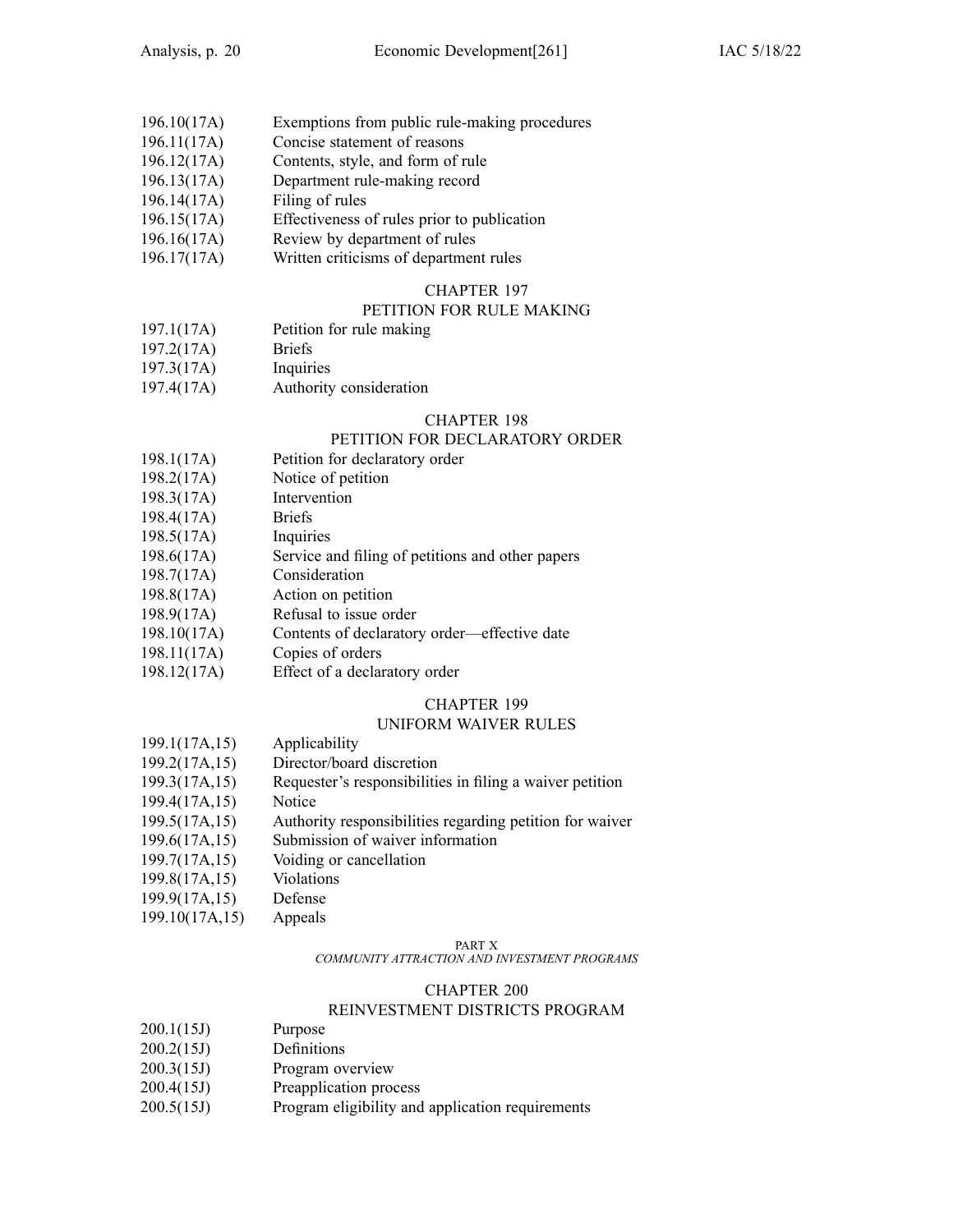196.10(17A) Exemptions from public rule-making procedures
196.11(17A) Concise statement of reasons
196.12(17A) Contents, style, and form of rule
196.13(17A) Department rule-making record
196.14(17A) Filing of rules
196.15(17A) Effectiveness of rules prior to publication
196.16(17A) Review by department of rules
196.17(17A) Written criticisms of department rules

## CHAPTER 197
## PETITION FOR RULE MAKING

197.1(17A) Petition for rule making
197.2(17A) Briefs
197.3(17A) Inquiries
197.4(17A) Authority consideration

## CHAPTER 198
## PETITION FOR DECLARATORY ORDER

198.1(17A) Petition for declaratory order
198.2(17A) Notice of petition
198.3(17A) Intervention
198.4(17A) Briefs
198.5(17A) Inquiries
198.6(17A) Service and filing of petitions and other papers
198.7(17A) Consideration
198.8(17A) Action on petition
198.9(17A) Refusal to issue order
198.10(17A) Contents of declaratory order—effective date
198.11(17A) Copies of orders
198.12(17A) Effect of a declaratory order

## CHAPTER 199
## UNIFORM WAIVER RULES

199.1(17A,15) Applicability
199.2(17A,15) Director/board discretion
199.3(17A,15) Requester's responsibilities in filing a waiver petition
199.4(17A,15) Notice
199.5(17A,15) Authority responsibilities regarding petition for waiver
199.6(17A,15) Submission of waiver information
199.7(17A,15) Voiding or cancellation
199.8(17A,15) Violations
199.9(17A,15) Defense
199.10(17A,15) Appeals

## PART X
### *COMMUNITY ATTRACTION AND INVESTMENT PROGRAMS*

## CHAPTER 200
## REINVESTMENT DISTRICTS PROGRAM

200.1(15J) Purpose
200.2(15J) Definitions
200.3(15J) Program overview
200.4(15J) Preapplication process
200.5(15J) Program eligibility and application requirements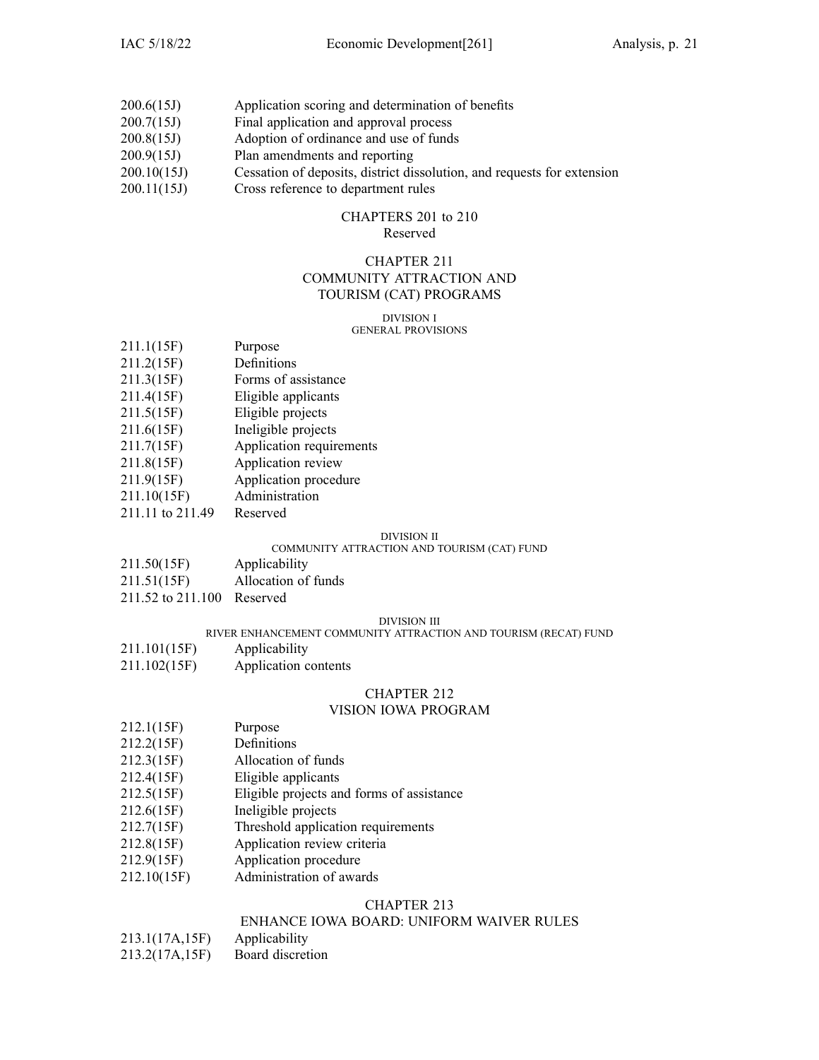200.6(15J) Application scoring and determination of benefits
200.7(15J) Final application and approval process
200.8(15J) Adoption of ordinance and use of funds
200.9(15J) Plan amendments and reporting
200.10(15J) Cessation of deposits, district dissolution, and requests for extension
200.11(15J) Cross reference to department rules

## CHAPTERS 201 to 210
Reserved

## CHAPTER 211
## COMMUNITY ATTRACTION AND TOURISM (CAT) PROGRAMS

### DIVISION I
### GENERAL PROVISIONS

211.1(15F) Purpose
211.2(15F) Definitions
211.3(15F) Forms of assistance
211.4(15F) Eligible applicants
211.5(15F) Eligible projects
211.6(15F) Ineligible projects
211.7(15F) Application requirements
211.8(15F) Application review
211.9(15F) Application procedure
211.10(15F) Administration
211.11 to 211.49 Reserved

### DIVISION II
### COMMUNITY ATTRACTION AND TOURISM (CAT) FUND

211.50(15F) Applicability
211.51(15F) Allocation of funds
211.52 to 211.100 Reserved

### DIVISION III
### RIVER ENHANCEMENT COMMUNITY ATTRACTION AND TOURISM (RECAT) FUND

211.101(15F) Applicability
211.102(15F) Application contents

## CHAPTER 212
## VISION IOWA PROGRAM

212.1(15F) Purpose
212.2(15F) Definitions
212.3(15F) Allocation of funds
212.4(15F) Eligible applicants
212.5(15F) Eligible projects and forms of assistance
212.6(15F) Ineligible projects
212.7(15F) Threshold application requirements
212.8(15F) Application review criteria
212.9(15F) Application procedure
212.10(15F) Administration of awards

## CHAPTER 213
## ENHANCE IOWA BOARD: UNIFORM WAIVER RULES

213.1(17A,15F) Applicability
213.2(17A,15F) Board discretion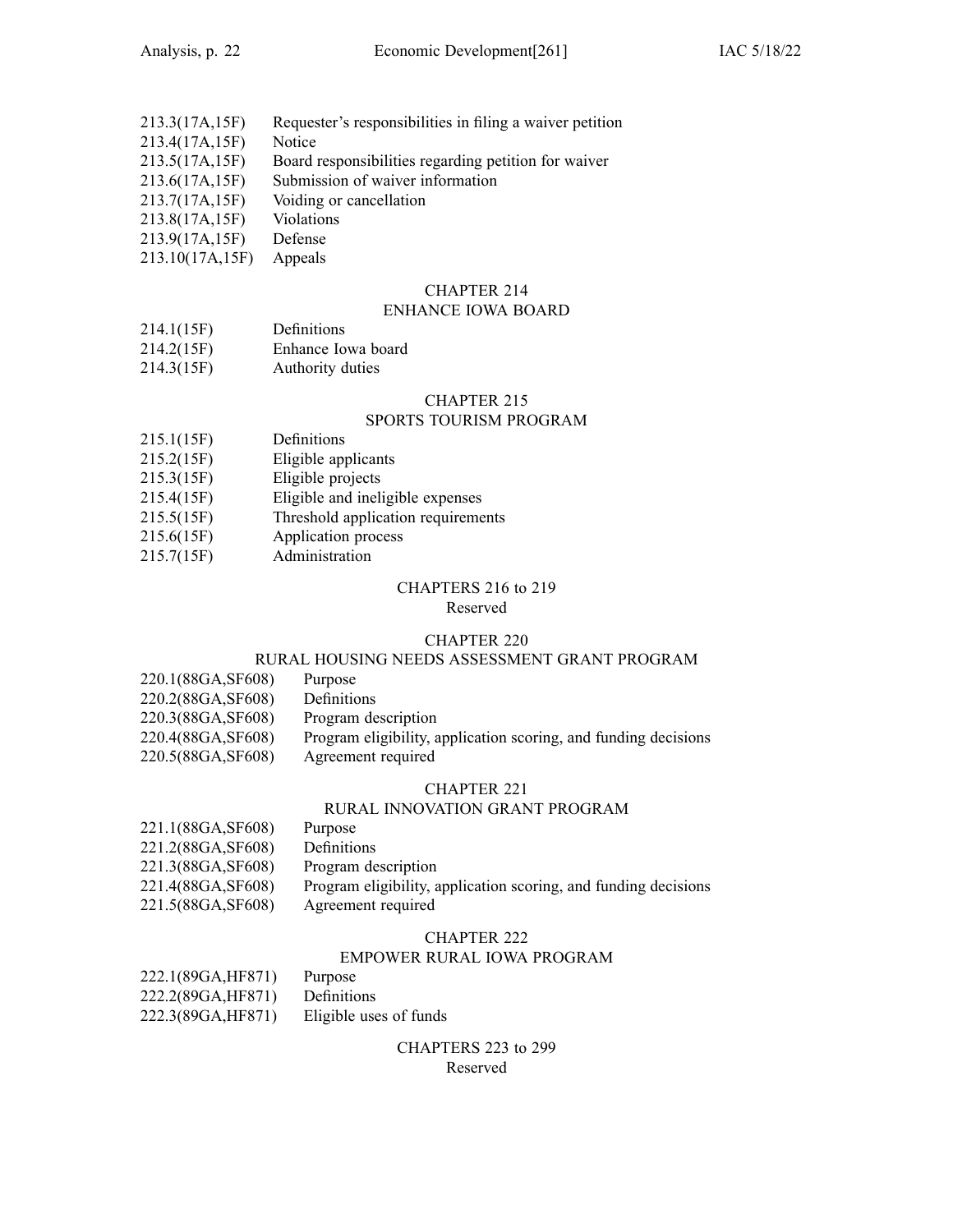213.3(17A,15F) Requester's responsibilities in filing a waiver petition
213.4(17A,15F) Notice
213.5(17A,15F) Board responsibilities regarding petition for waiver
213.6(17A,15F) Submission of waiver information
213.7(17A,15F) Voiding or cancellation
213.8(17A,15F) Violations
213.9(17A,15F) Defense
213.10(17A,15F) Appeals

## CHAPTER 214
## ENHANCE IOWA BOARD

214.1(15F) Definitions
214.2(15F) Enhance Iowa board
214.3(15F) Authority duties

## CHAPTER 215
## SPORTS TOURISM PROGRAM

215.1(15F) Definitions
215.2(15F) Eligible applicants
215.3(15F) Eligible projects
215.4(15F) Eligible and ineligible expenses
215.5(15F) Threshold application requirements
215.6(15F) Application process
215.7(15F) Administration

## CHAPTERS 216 to 219
Reserved

## CHAPTER 220
## RURAL HOUSING NEEDS ASSESSMENT GRANT PROGRAM

220.1(88GA,SF608) Purpose
220.2(88GA,SF608) Definitions
220.3(88GA,SF608) Program description
220.4(88GA,SF608) Program eligibility, application scoring, and funding decisions
220.5(88GA,SF608) Agreement required

## CHAPTER 221
## RURAL INNOVATION GRANT PROGRAM

221.1(88GA,SF608) Purpose
221.2(88GA,SF608) Definitions
221.3(88GA,SF608) Program description
221.4(88GA,SF608) Program eligibility, application scoring, and funding decisions
221.5(88GA,SF608) Agreement required

## CHAPTER 222
## EMPOWER RURAL IOWA PROGRAM

222.1(89GA,HF871) Purpose
222.2(89GA,HF871) Definitions
222.3(89GA,HF871) Eligible uses of funds

## CHAPTERS 223 to 299
Reserved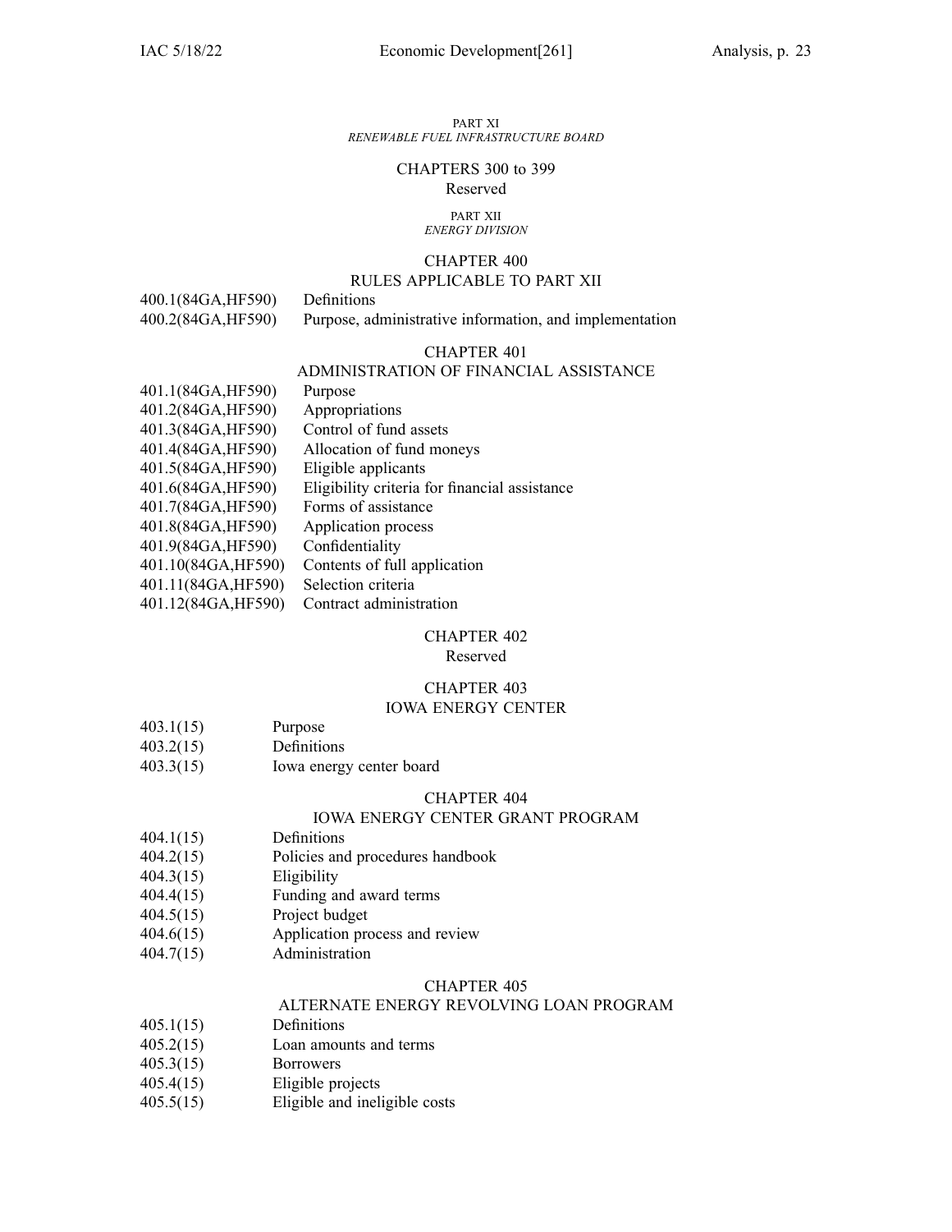PART XI

*RENEWABLE FUEL INFRASTRUCTURE BOARD*

CHAPTERS 300 to 399

Reserved

PART XII

*ENERGY DIVISION*

CHAPTER 400

RULES APPLICABLE TO PART XII

400.1(84GA,HF590) Definitions
400.2(84GA,HF590) Purpose, administrative information, and implementation

CHAPTER 401

ADMINISTRATION OF FINANCIAL ASSISTANCE

401.1(84GA,HF590) Purpose
401.2(84GA,HF590) Appropriations
401.3(84GA,HF590) Control of fund assets
401.4(84GA,HF590) Allocation of fund moneys
401.5(84GA,HF590) Eligible applicants
401.6(84GA,HF590) Eligibility criteria for financial assistance
401.7(84GA,HF590) Forms of assistance
401.8(84GA,HF590) Application process
401.9(84GA,HF590) Confidentiality
401.10(84GA,HF590) Contents of full application
401.11(84GA,HF590) Selection criteria
401.12(84GA,HF590) Contract administration

CHAPTER 402

Reserved

CHAPTER 403

IOWA ENERGY CENTER

403.1(15) Purpose
403.2(15) Definitions
403.3(15) Iowa energy center board

CHAPTER 404

IOWA ENERGY CENTER GRANT PROGRAM

404.1(15) Definitions
404.2(15) Policies and procedures handbook
404.3(15) Eligibility
404.4(15) Funding and award terms
404.5(15) Project budget
404.6(15) Application process and review
404.7(15) Administration

CHAPTER 405

ALTERNATE ENERGY REVOLVING LOAN PROGRAM

405.1(15) Definitions
405.2(15) Loan amounts and terms
405.3(15) Borrowers
405.4(15) Eligible projects
405.5(15) Eligible and ineligible costs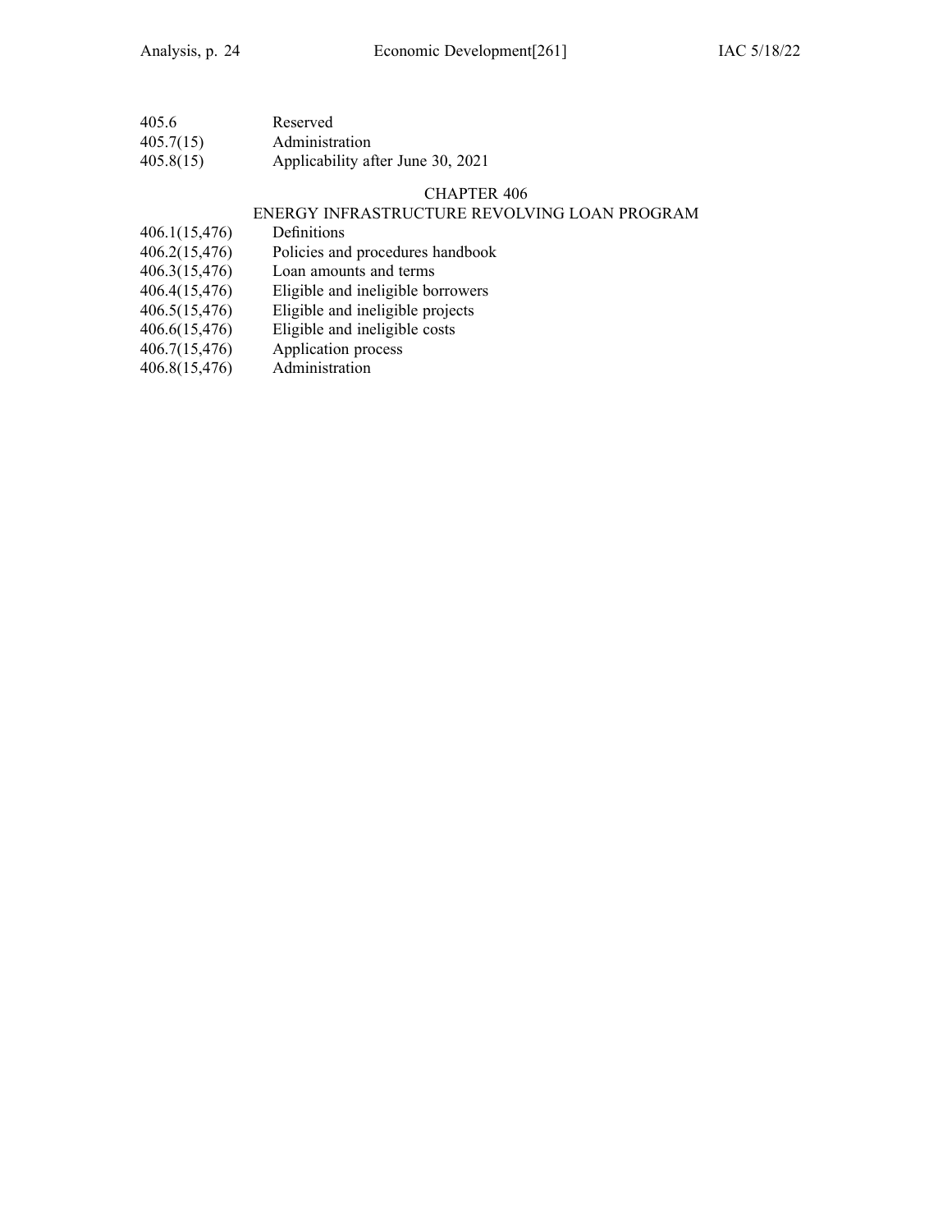405.6 Reserved
405.7(15) Administration
405.8(15) Applicability after June 30, 2021

## CHAPTER 406
## ENERGY INFRASTRUCTURE REVOLVING LOAN PROGRAM

406.1(15,476) Definitions
406.2(15,476) Policies and procedures handbook
406.3(15,476) Loan amounts and terms
406.4(15,476) Eligible and ineligible borrowers
406.5(15,476) Eligible and ineligible projects
406.6(15,476) Eligible and ineligible costs
406.7(15,476) Application process
406.8(15,476) Administration